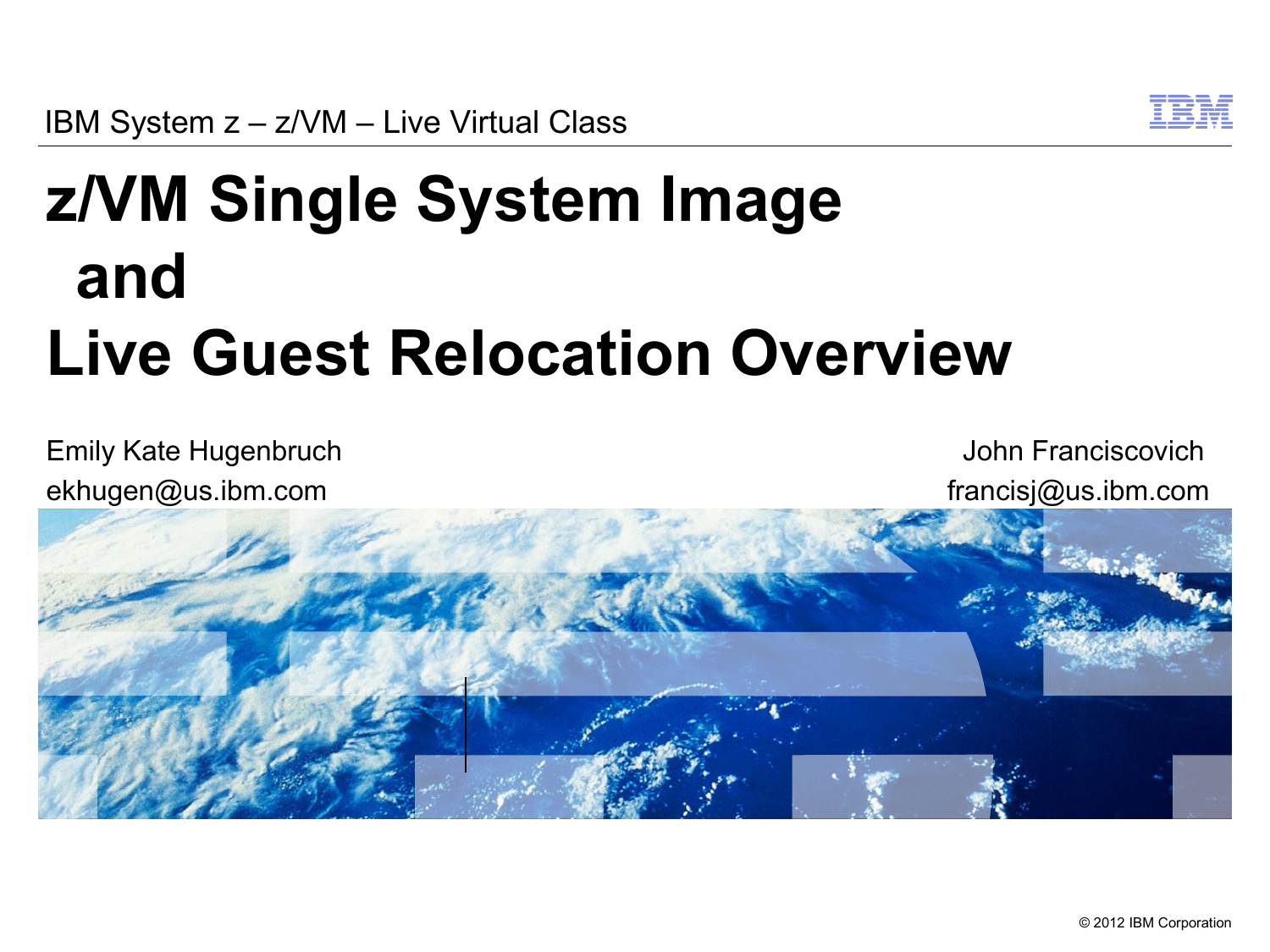IBM System z – z/VM – Live Virtual Class

# z/VM Single System Image and Live Guest Relocation Overview

Emily Kate Hugenbruch
ekhugen@us.ibm.com

John Franciscovich
francisj@us.ibm.com

© 2012 IBM Corporation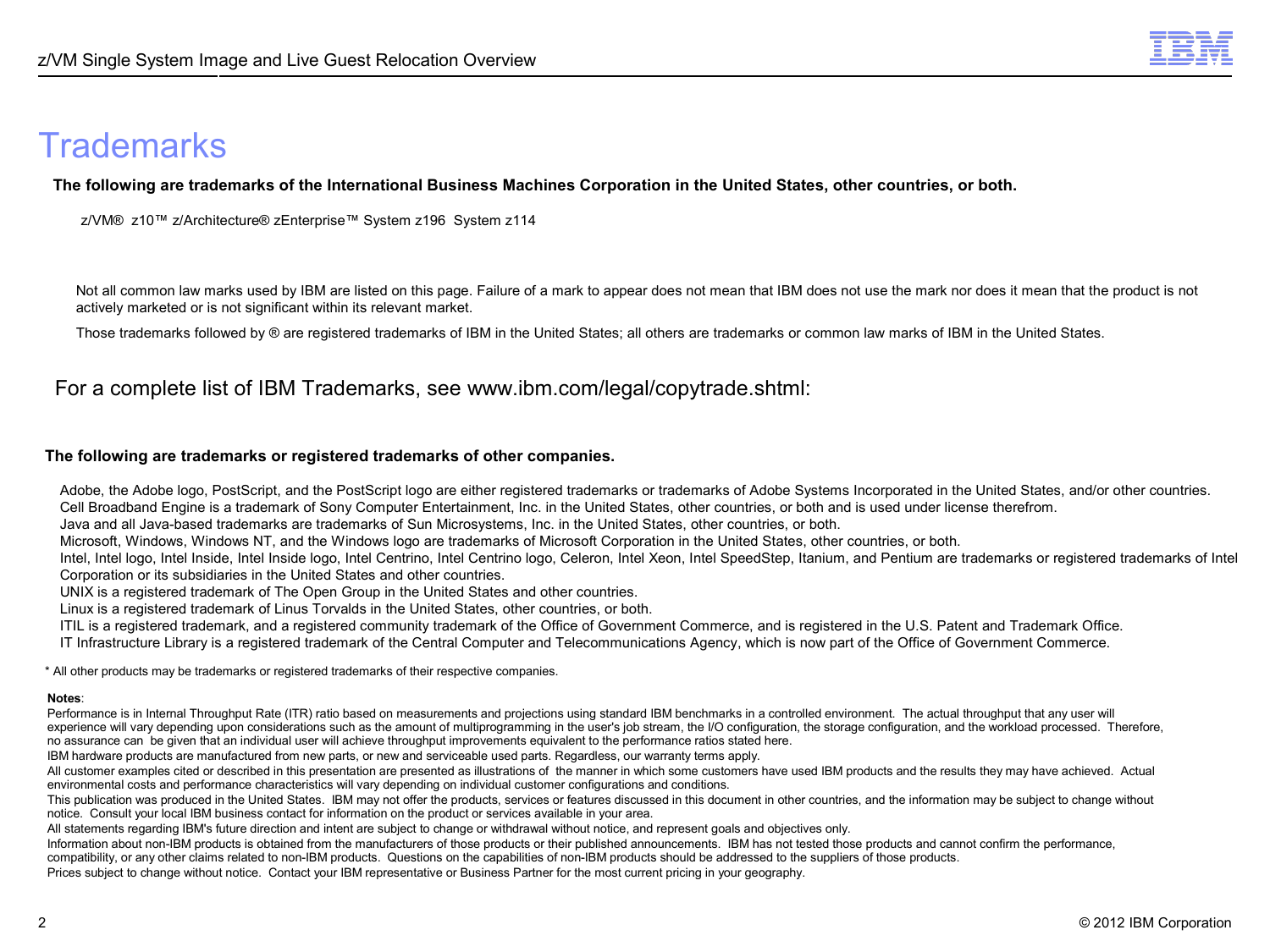# Trademarks

**The following are trademarks of the International Business Machines Corporation in the United States, other countries, or both.**

z/VM® z10™ z/Architecture® zEnterprise™ System z196 System z114

Not all common law marks used by IBM are listed on this page. Failure of a mark to appear does not mean that IBM does not use the mark nor does it mean that the product is not actively marketed or is not significant within its relevant market.

Those trademarks followed by ® are registered trademarks of IBM in the United States; all others are trademarks or common law marks of IBM in the United States.

For a complete list of IBM Trademarks, see www.ibm.com/legal/copytrade.shtml:

**The following are trademarks or registered trademarks of other companies.**

Adobe, the Adobe logo, PostScript, and the PostScript logo are either registered trademarks or trademarks of Adobe Systems Incorporated in the United States, and/or other countries.
Cell Broadband Engine is a trademark of Sony Computer Entertainment, Inc. in the United States, other countries, or both and is used under license therefrom.
Java and all Java-based trademarks are trademarks of Sun Microsystems, Inc. in the United States, other countries, or both.
Microsoft, Windows, Windows NT, and the Windows logo are trademarks of Microsoft Corporation in the United States, other countries, or both.
Intel, Intel logo, Intel Inside, Intel Inside logo, Intel Centrino, Intel Centrino logo, Celeron, Intel Xeon, Intel SpeedStep, Itanium, and Pentium are trademarks or registered trademarks of Intel Corporation or its subsidiaries in the United States and other countries.
UNIX is a registered trademark of The Open Group in the United States and other countries.
Linux is a registered trademark of Linus Torvalds in the United States, other countries, or both.
ITIL is a registered trademark, and a registered community trademark of the Office of Government Commerce, and is registered in the U.S. Patent and Trademark Office.
IT Infrastructure Library is a registered trademark of the Central Computer and Telecommunications Agency, which is now part of the Office of Government Commerce.

* All other products may be trademarks or registered trademarks of their respective companies.

**Notes**:

Performance is in Internal Throughput Rate (ITR) ratio based on measurements and projections using standard IBM benchmarks in a controlled environment. The actual throughput that any user will experience will vary depending upon considerations such as the amount of multiprogramming in the user's job stream, the I/O configuration, the storage configuration, and the workload processed. Therefore, no assurance can be given that an individual user will achieve throughput improvements equivalent to the performance ratios stated here.

IBM hardware products are manufactured from new parts, or new and serviceable used parts. Regardless, our warranty terms apply.

All customer examples cited or described in this presentation are presented as illustrations of the manner in which some customers have used IBM products and the results they may have achieved. Actual environmental costs and performance characteristics will vary depending on individual customer configurations and conditions.

This publication was produced in the United States. IBM may not offer the products, services or features discussed in this document in other countries, and the information may be subject to change without notice. Consult your local IBM business contact for information on the product or services available in your area.

All statements regarding IBM's future direction and intent are subject to change or withdrawal without notice, and represent goals and objectives only.

Information about non-IBM products is obtained from the manufacturers of those products or their published announcements. IBM has not tested those products and cannot confirm the performance, compatibility, or any other claims related to non-IBM products. Questions on the capabilities of non-IBM products should be addressed to the suppliers of those products.

Prices subject to change without notice. Contact your IBM representative or Business Partner for the most current pricing in your geography.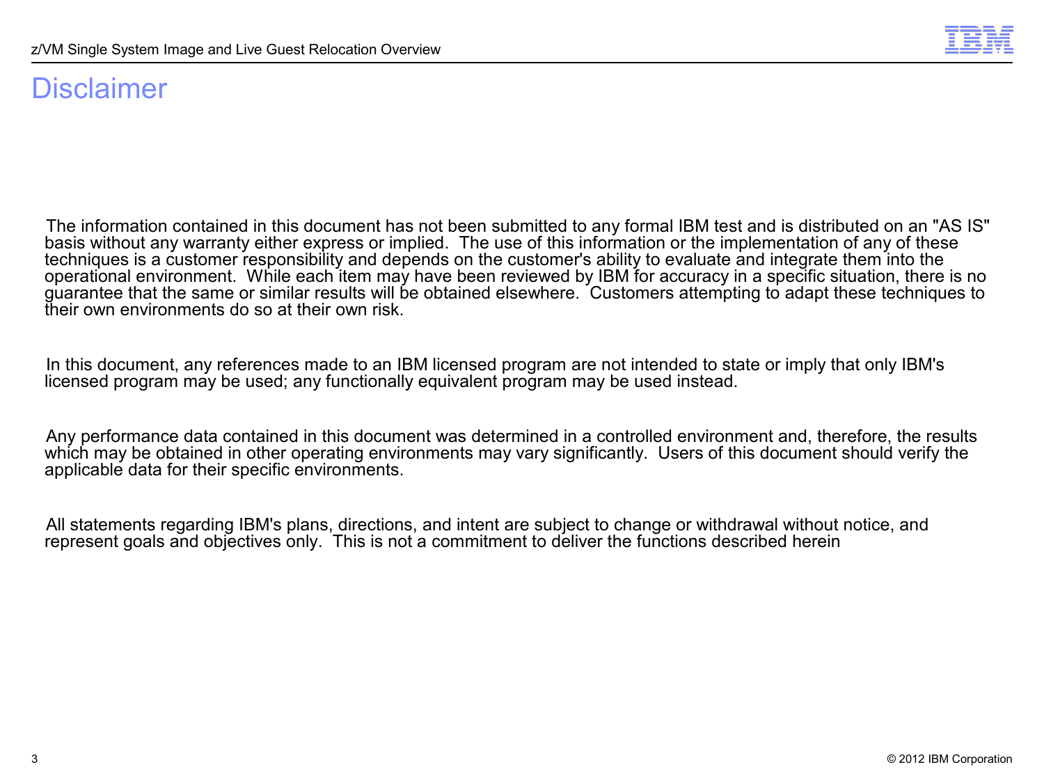# Disclaimer

The information contained in this document has not been submitted to any formal IBM test and is distributed on an "AS IS" basis without any warranty either express or implied. The use of this information or the implementation of any of these techniques is a customer responsibility and depends on the customer's ability to evaluate and integrate them into the operational environment. While each item may have been reviewed by IBM for accuracy in a specific situation, there is no guarantee that the same or similar results will be obtained elsewhere. Customers attempting to adapt these techniques to their own environments do so at their own risk.

In this document, any references made to an IBM licensed program are not intended to state or imply that only IBM's licensed program may be used; any functionally equivalent program may be used instead.

Any performance data contained in this document was determined in a controlled environment and, therefore, the results which may be obtained in other operating environments may vary significantly. Users of this document should verify the applicable data for their specific environments.

All statements regarding IBM's plans, directions, and intent are subject to change or withdrawal without notice, and represent goals and objectives only. This is not a commitment to deliver the functions described herein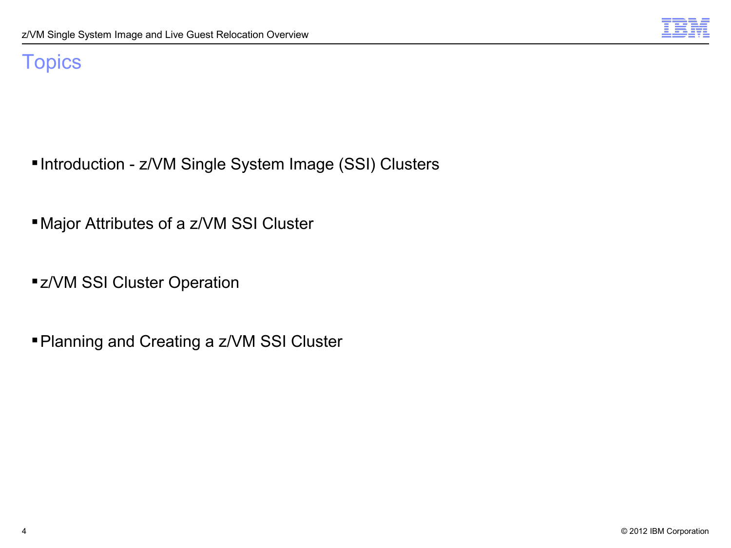# Topics

- Introduction - z/VM Single System Image (SSI) Clusters
- Major Attributes of a z/VM SSI Cluster
- z/VM SSI Cluster Operation
- Planning and Creating a z/VM SSI Cluster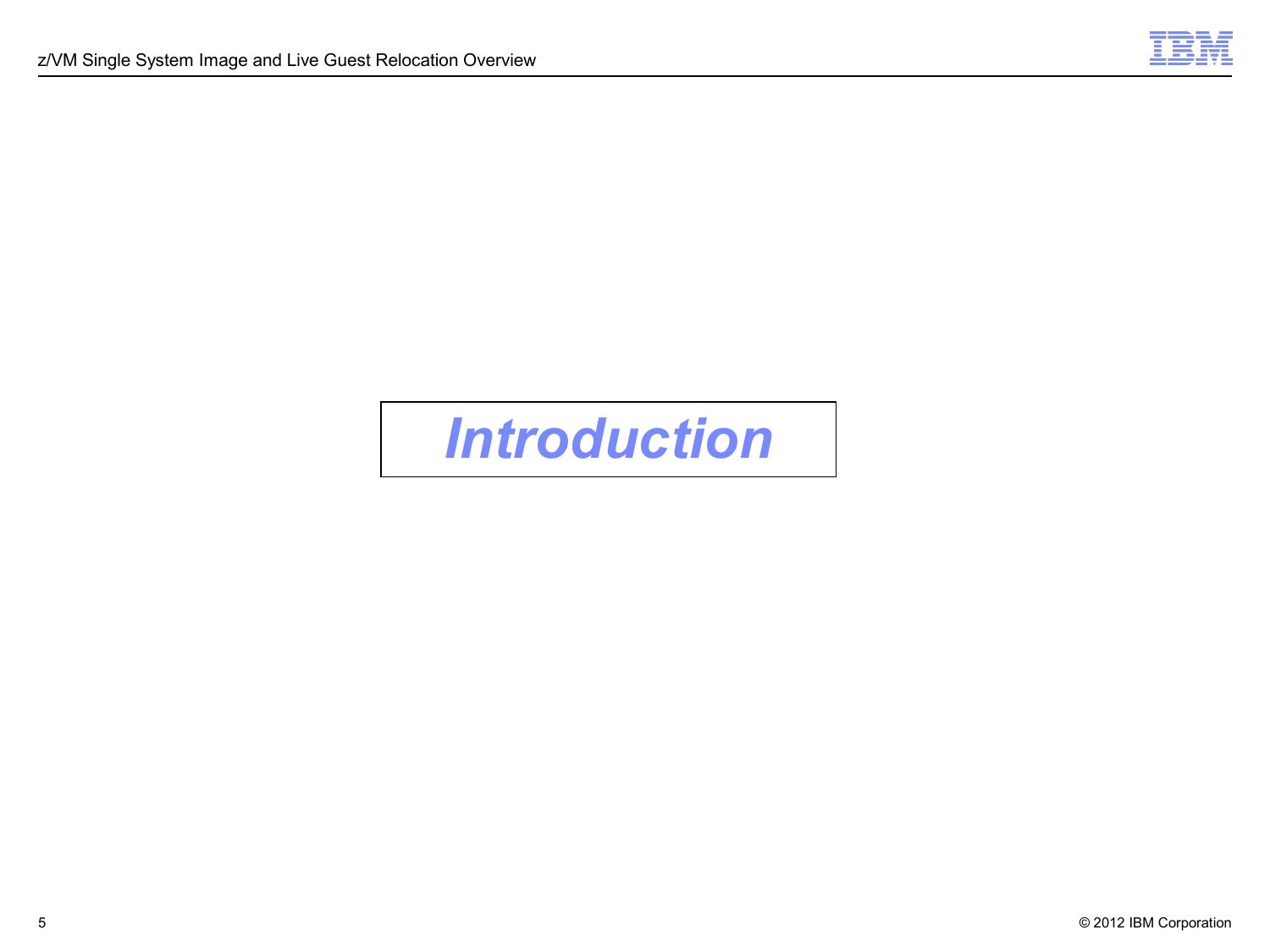# *Introduction*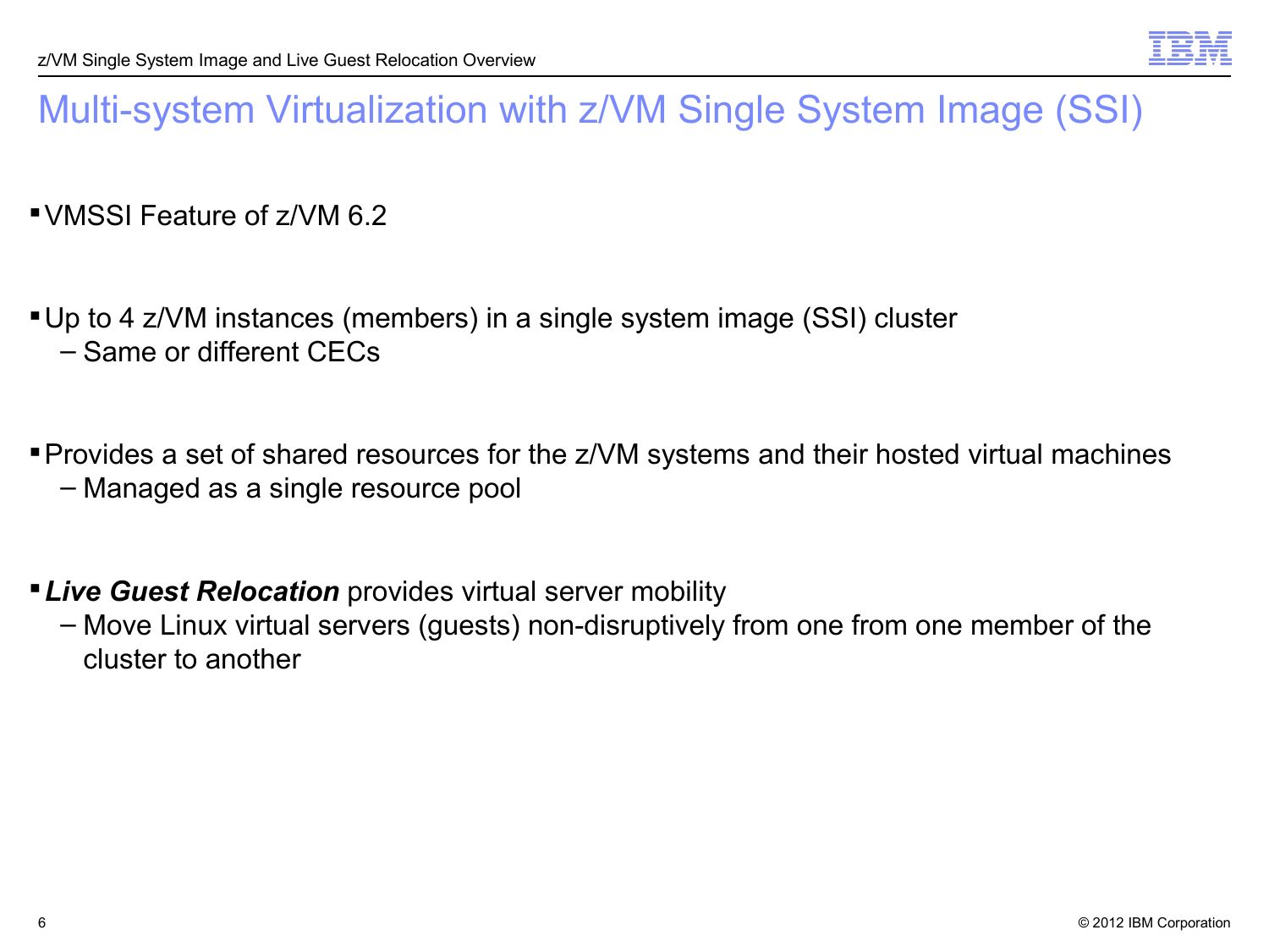# Multi-system Virtualization with z/VM Single System Image (SSI)

- VMSSI Feature of z/VM 6.2

- Up to 4 z/VM instances (members) in a single system image (SSI) cluster
  - Same or different CECs

- Provides a set of shared resources for the z/VM systems and their hosted virtual machines
  - Managed as a single resource pool

- ***Live Guest Relocation*** provides virtual server mobility
  - Move Linux virtual servers (guests) non-disruptively from one from one member of the cluster to another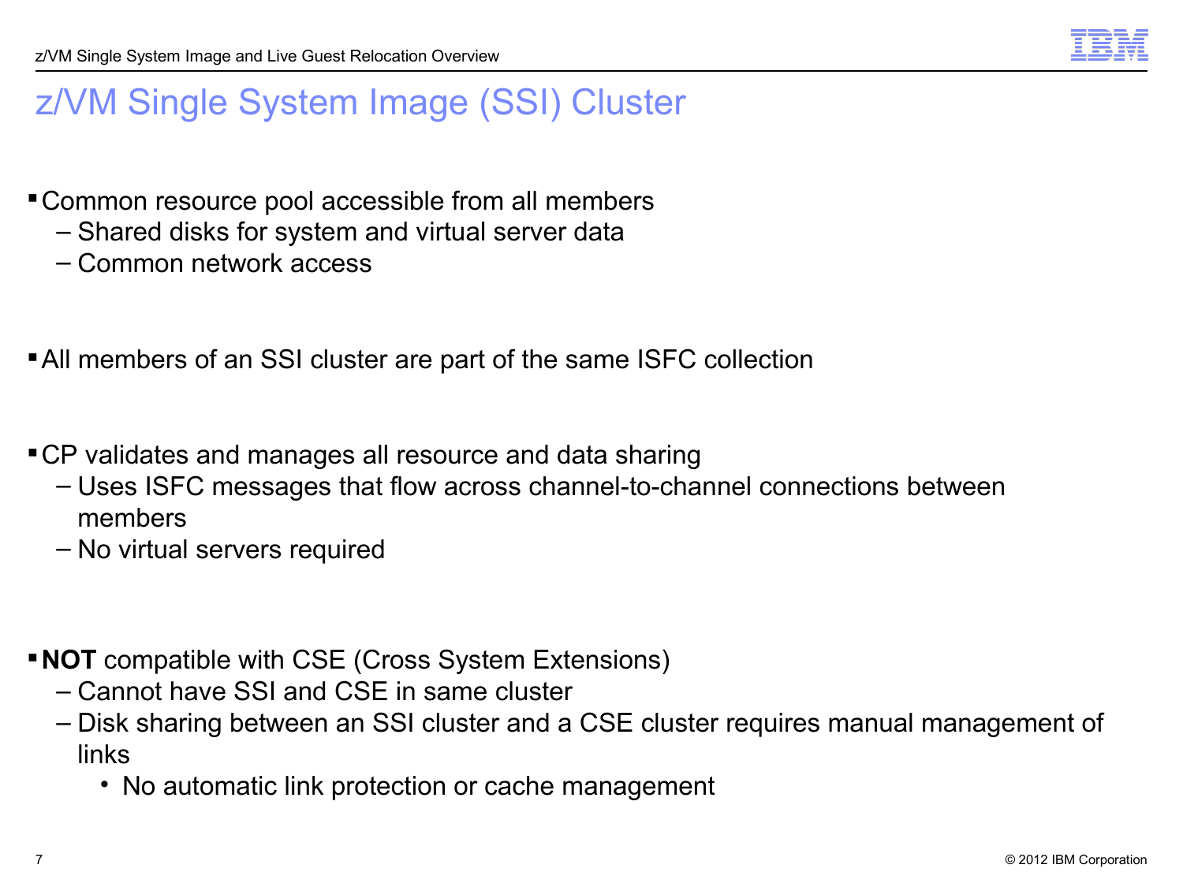# z/VM Single System Image (SSI) Cluster

- Common resource pool accessible from all members
  - Shared disks for system and virtual server data
  - Common network access

- All members of an SSI cluster are part of the same ISFC collection

- CP validates and manages all resource and data sharing
  - Uses ISFC messages that flow across channel-to-channel connections between members
  - No virtual servers required

- **NOT** compatible with CSE (Cross System Extensions)
  - Cannot have SSI and CSE in same cluster
  - Disk sharing between an SSI cluster and a CSE cluster requires manual management of links
    - No automatic link protection or cache management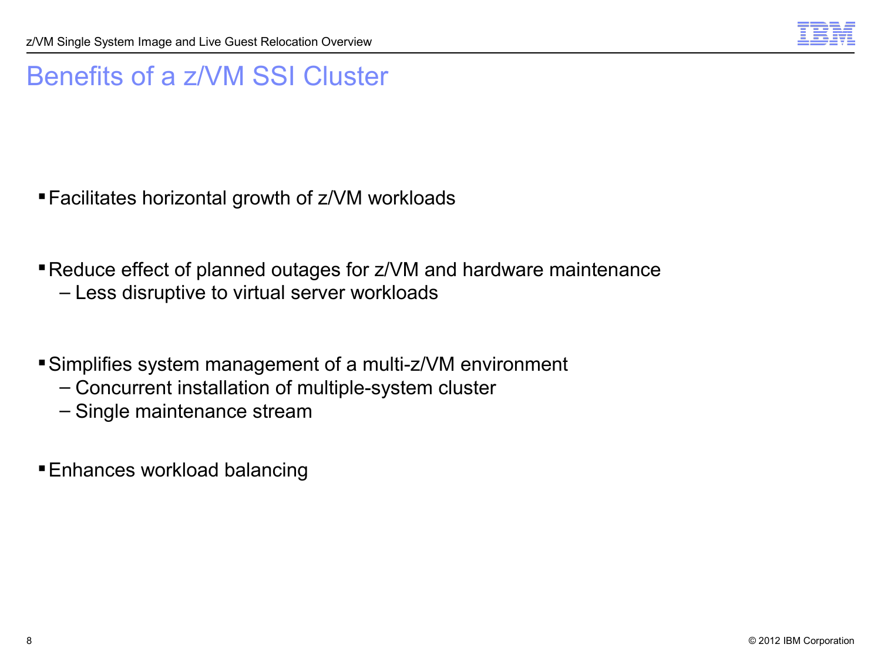# Benefits of a z/VM SSI Cluster

- Facilitates horizontal growth of z/VM workloads

- Reduce effect of planned outages for z/VM and hardware maintenance
  - Less disruptive to virtual server workloads

- Simplifies system management of a multi-z/VM environment
  - Concurrent installation of multiple-system cluster
  - Single maintenance stream

- Enhances workload balancing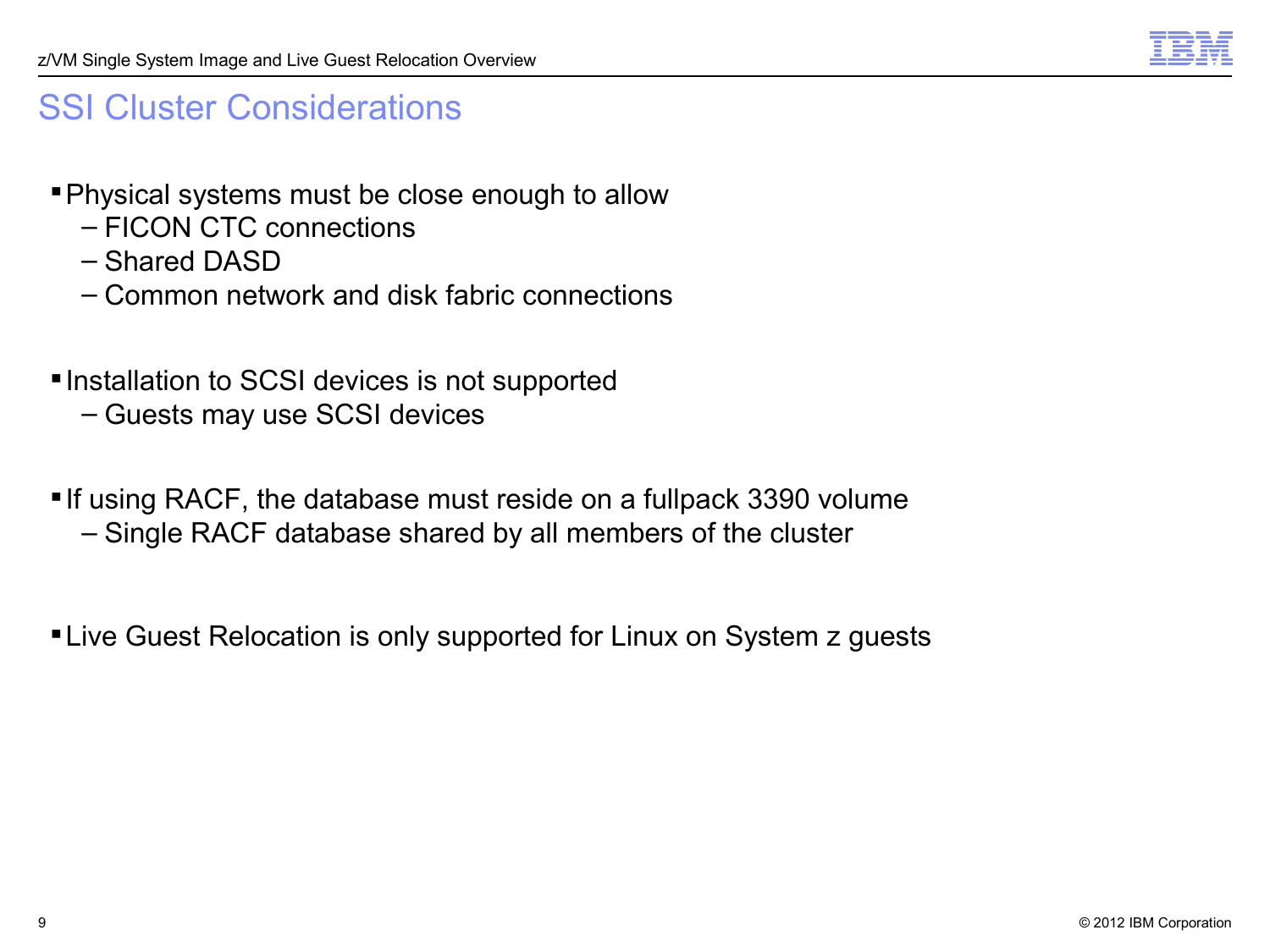# SSI Cluster Considerations

- Physical systems must be close enough to allow
  - FICON CTC connections
  - Shared DASD
  - Common network and disk fabric connections

- Installation to SCSI devices is not supported
  - Guests may use SCSI devices

- If using RACF, the database must reside on a fullpack 3390 volume
  - Single RACF database shared by all members of the cluster

- Live Guest Relocation is only supported for Linux on System z guests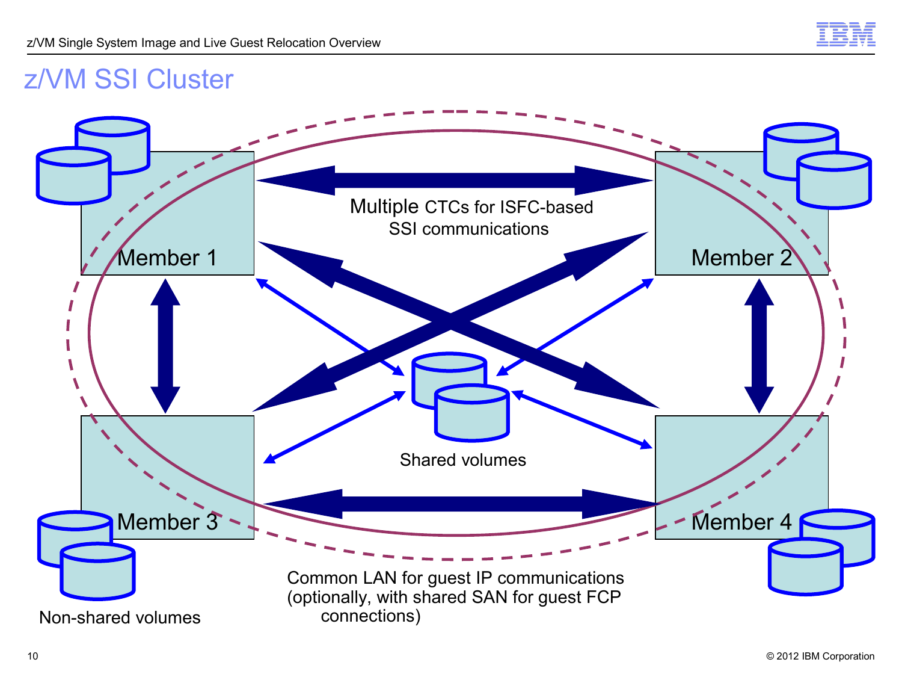# z/VM SSI Cluster

Multiple CTCs for ISFC-based SSI communications

Member 1

Member 2

Member 3

Member 4

Shared volumes

Non-shared volumes

Common LAN for guest IP communications (optionally, with shared SAN for guest FCP connections)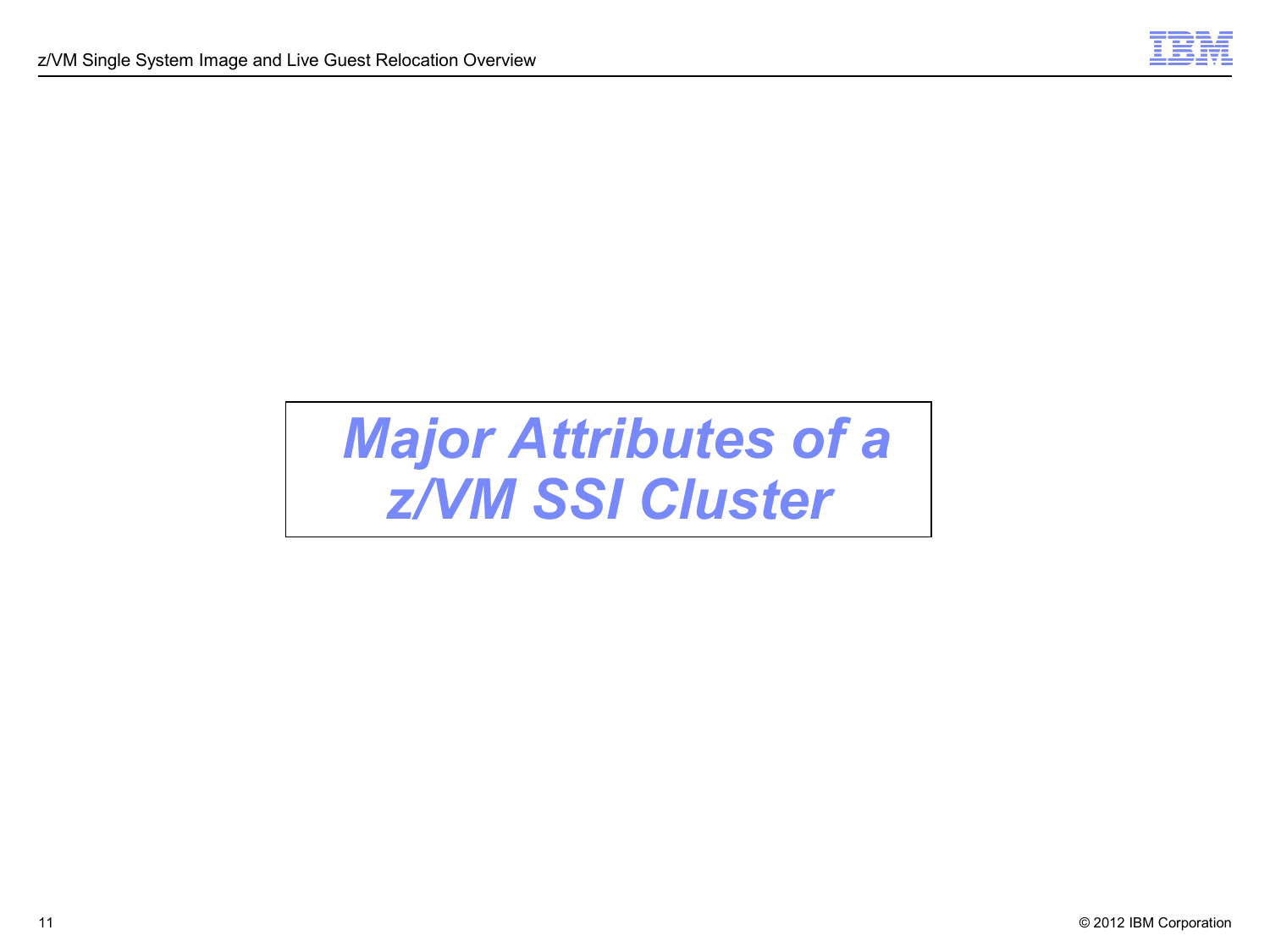# *Major Attributes of a z/VM SSI Cluster*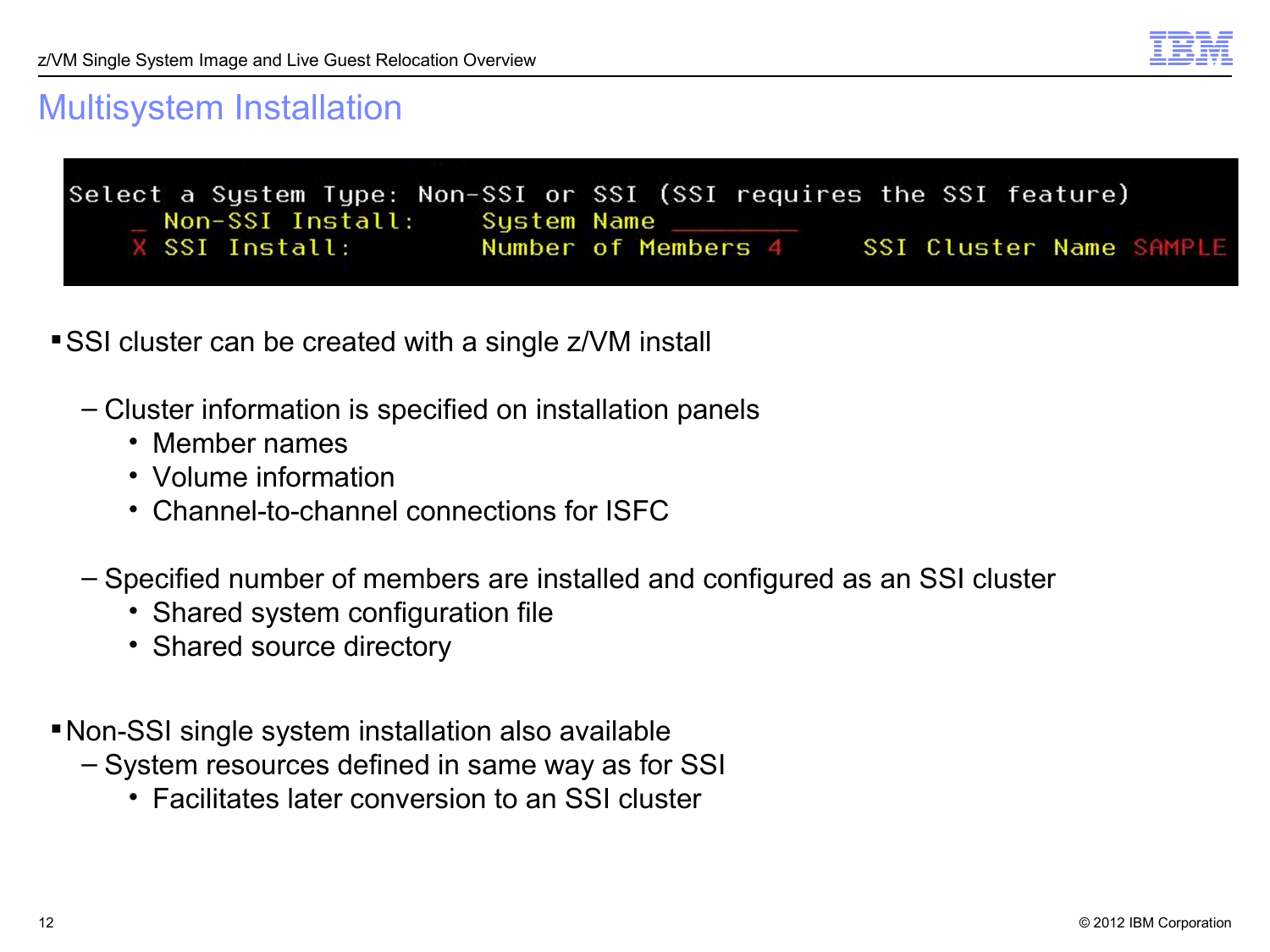# Multisystem Installation

```
Select a System Type: Non-SSI or SSI (SSI requires the SSI feature)
   _ Non-SSI Install:     System Name ________
   X SSI Install:         Number of Members 4     SSI Cluster Name SAMPLE
```

- SSI cluster can be created with a single z/VM install
  - Cluster information is specified on installation panels
    - Member names
    - Volume information
    - Channel-to-channel connections for ISFC
  - Specified number of members are installed and configured as an SSI cluster
    - Shared system configuration file
    - Shared source directory
- Non-SSI single system installation also available
  - System resources defined in same way as for SSI
    - Facilitates later conversion to an SSI cluster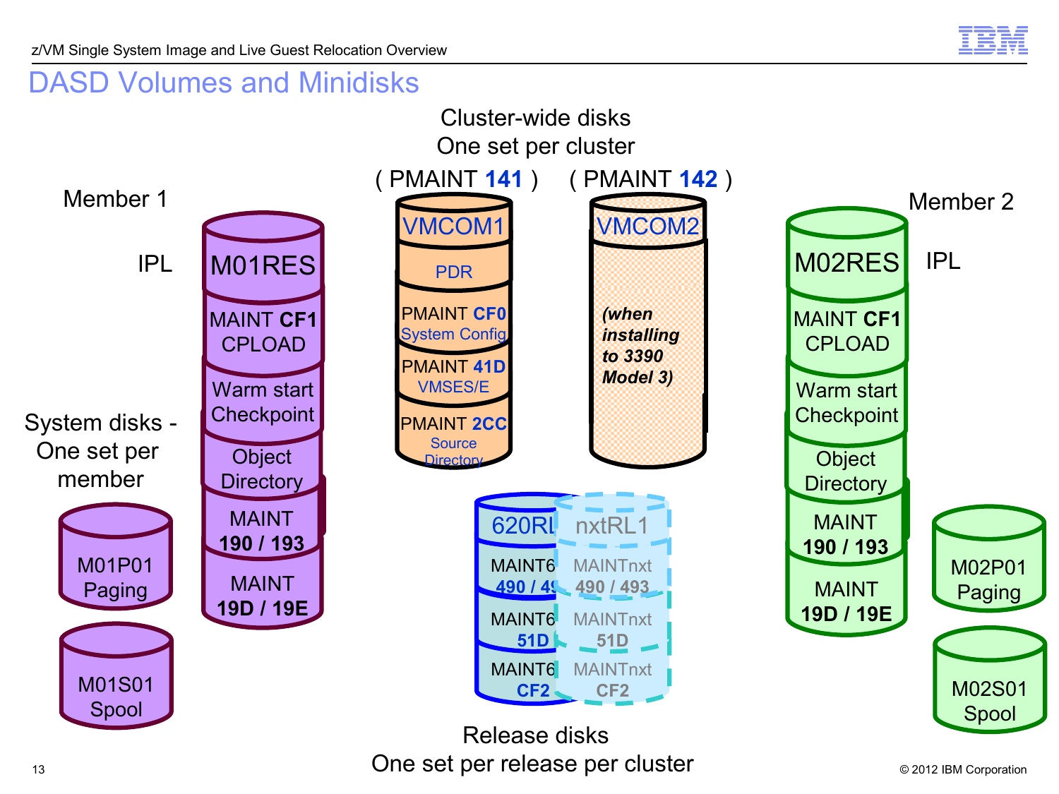# DASD Volumes and Minidisks

**Cluster-wide disks**
One set per cluster

( PMAINT **141** ) — VMCOM1
- PDR
- PMAINT **CF0** System Config
- PMAINT **41D** VMSES/E
- PMAINT **2CC** Source Directory

( PMAINT **142** ) — VMCOM2
- *(when installing to 3390 Model 3)*

**Member 1**

IPL — M01RES
- MAINT **CF1** CPLOAD
- Warm start Checkpoint
- Object Directory
- MAINT **190 / 193**
- MAINT **19D / 19E**

System disks - One set per member

- M01P01 Paging
- M01S01 Spool

**Member 2**

IPL — M02RES
- MAINT **CF1** CPLOAD
- Warm start Checkpoint
- Object Directory
- MAINT **190 / 193**
- MAINT **19D / 19E**

- M02P01 Paging
- M02S01 Spool

**Release disks**
One set per release per cluster

620RL
- MAINT6 **490 / 49**
- MAINT6 **51D**
- MAINT6 **CF2**

nxtRL1
- MAINTnxt **490 / 493**
- MAINTnxt **51D**
- MAINTnxt **CF2**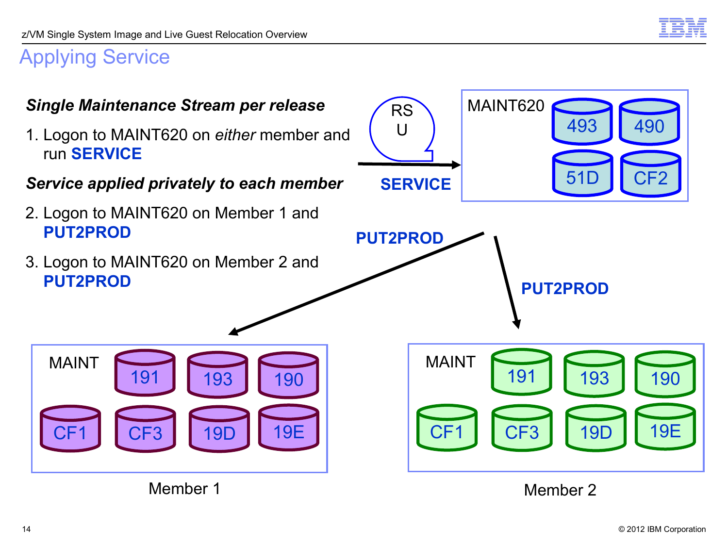# Applying Service

***Single Maintenance Stream per release***

1. Logon to MAINT620 on *either* member and run **SERVICE**

***Service applied privately to each member***

2. Logon to MAINT620 on Member 1 and **PUT2PROD**
3. Logon to MAINT620 on Member 2 and **PUT2PROD**

RSU

**SERVICE**

MAINT620: 493, 490, 51D, CF2

**PUT2PROD**

**PUT2PROD**

MAINT: 191, 193, 190, CF1, CF3, 19D, 19E

Member 1

MAINT: 191, 193, 190, CF1, CF3, 19D, 19E

Member 2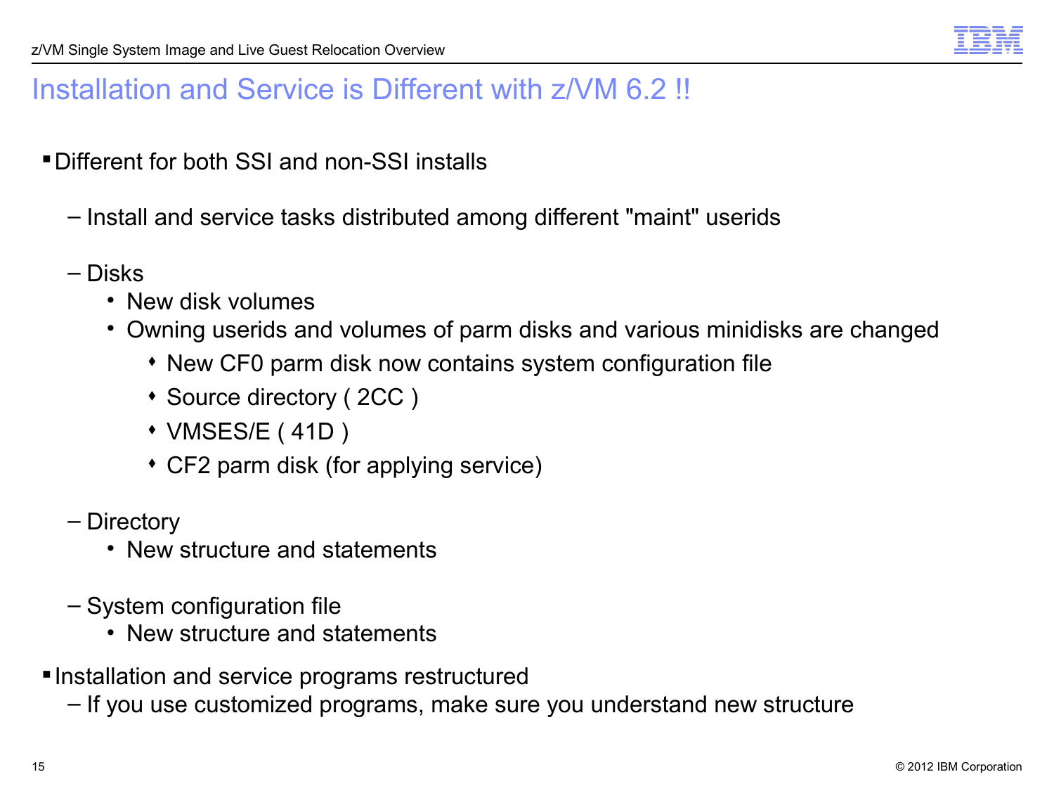# Installation and Service is Different with z/VM 6.2 !!

- Different for both SSI and non-SSI installs
  - Install and service tasks distributed among different "maint" userids
  - Disks
    - New disk volumes
    - Owning userids and volumes of parm disks and various minidisks are changed
      - New CF0 parm disk now contains system configuration file
      - Source directory ( 2CC )
      - VMSES/E ( 41D )
      - CF2 parm disk (for applying service)
  - Directory
    - New structure and statements
  - System configuration file
    - New structure and statements
- Installation and service programs restructured
  - If you use customized programs, make sure you understand new structure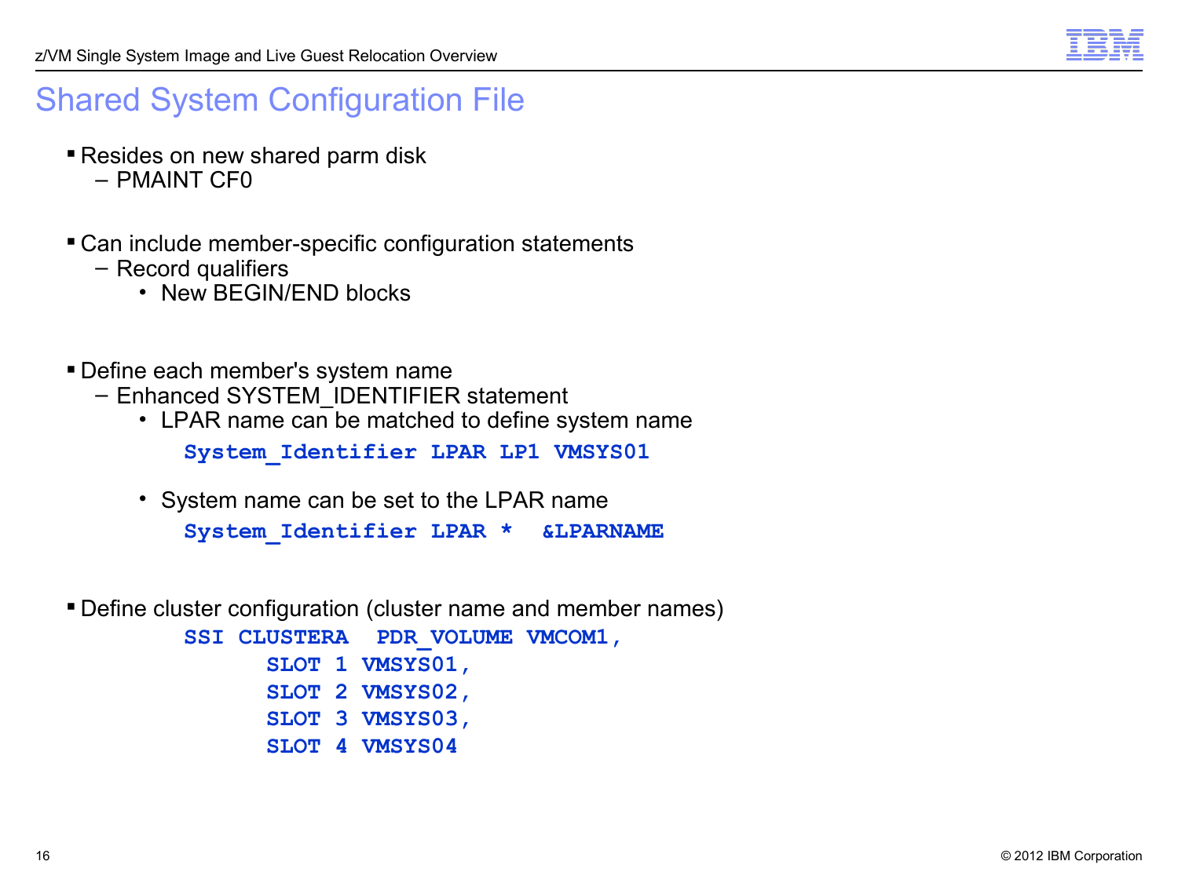# Shared System Configuration File

- Resides on new shared parm disk
  - PMAINT CF0

- Can include member-specific configuration statements
  - Record qualifiers
    - New BEGIN/END blocks

- Define each member's system name
  - Enhanced SYSTEM_IDENTIFIER statement
    - LPAR name can be matched to define system name

      ```
      System_Identifier LPAR LP1 VMSYS01
      ```

    - System name can be set to the LPAR name

      ```
      System_Identifier LPAR *  &LPARNAME
      ```

- Define cluster configuration (cluster name and member names)

  ```
  SSI CLUSTERA  PDR_VOLUME VMCOM1,
        SLOT 1 VMSYS01,
        SLOT 2 VMSYS02,
        SLOT 3 VMSYS03,
        SLOT 4 VMSYS04
  ```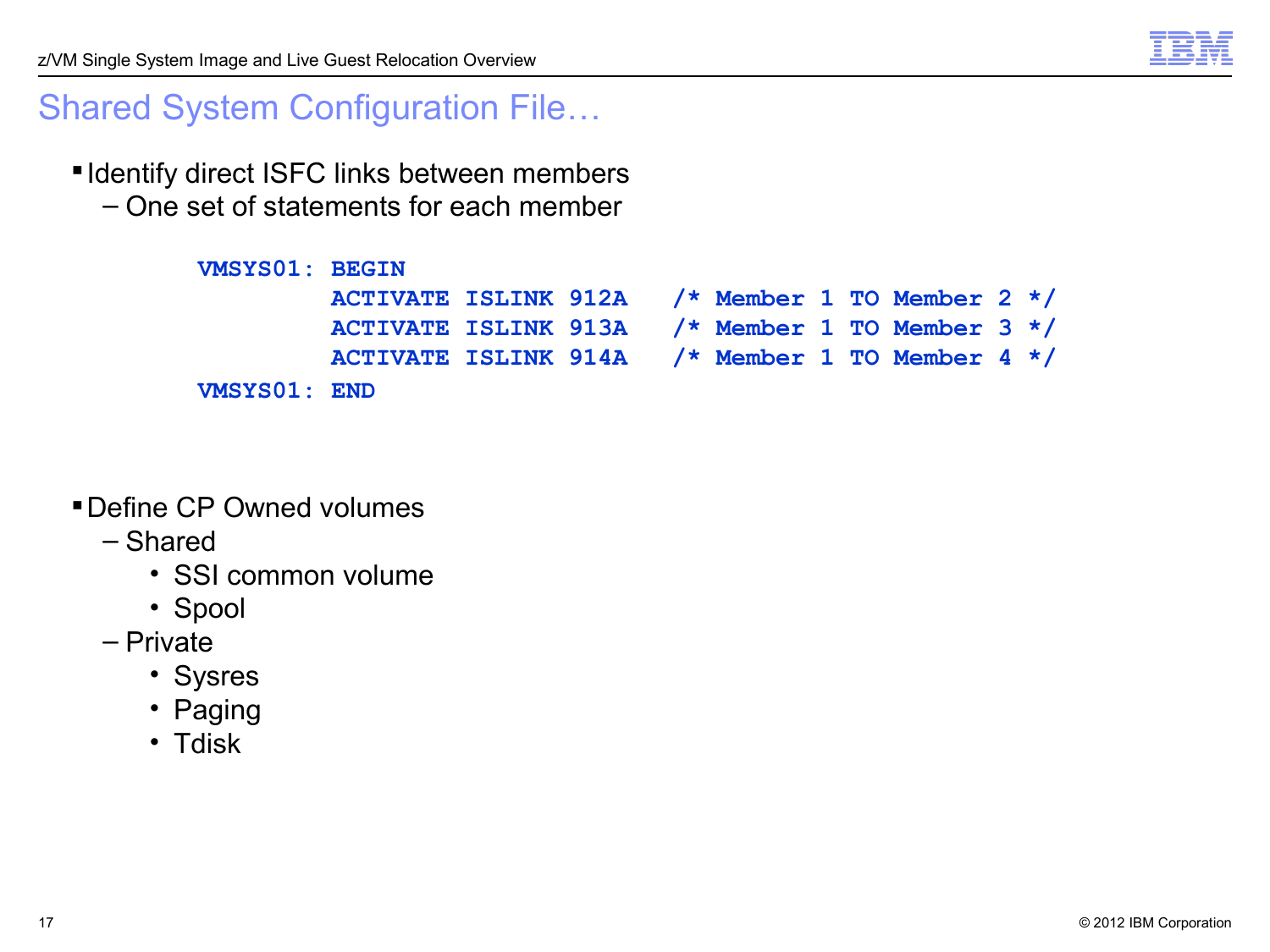# Shared System Configuration File…

- Identify direct ISFC links between members
  - One set of statements for each member

```
VMSYS01: BEGIN
         ACTIVATE ISLINK 912A   /* Member 1 TO Member 2 */
         ACTIVATE ISLINK 913A   /* Member 1 TO Member 3 */
         ACTIVATE ISLINK 914A   /* Member 1 TO Member 4 */
VMSYS01: END
```

- Define CP Owned volumes
  - Shared
    - SSI common volume
    - Spool
  - Private
    - Sysres
    - Paging
    - Tdisk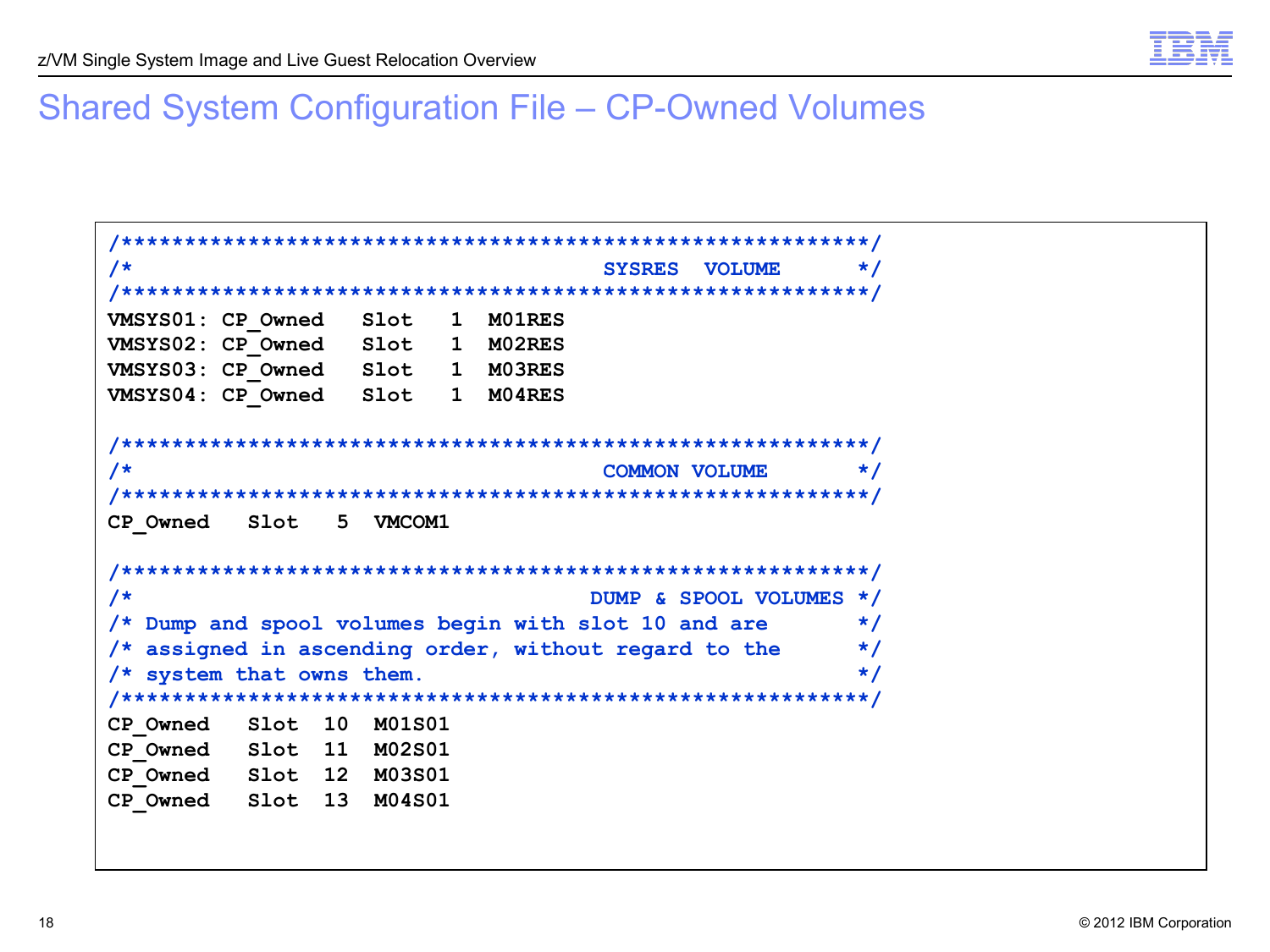# Shared System Configuration File – CP-Owned Volumes

```
/*********************************************************/
/*                                     SYSRES  VOLUME    */
/*********************************************************/
VMSYS01: CP_Owned   Slot   1  M01RES
VMSYS02: CP_Owned   Slot   1  M02RES
VMSYS03: CP_Owned   Slot   1  M03RES
VMSYS04: CP_Owned   Slot   1  M04RES

/*********************************************************/
/*                                     COMMON VOLUME     */
/*********************************************************/
CP_Owned   Slot   5  VMCOM1

/*********************************************************/
/*                                    DUMP & SPOOL VOLUMES */
/* Dump and spool volumes begin with slot 10 and are     */
/* assigned in ascending order, without regard to the    */
/* system that owns them.                                */
/*********************************************************/
CP_Owned   Slot  10  M01S01
CP_Owned   Slot  11  M02S01
CP_Owned   Slot  12  M03S01
CP_Owned   Slot  13  M04S01
```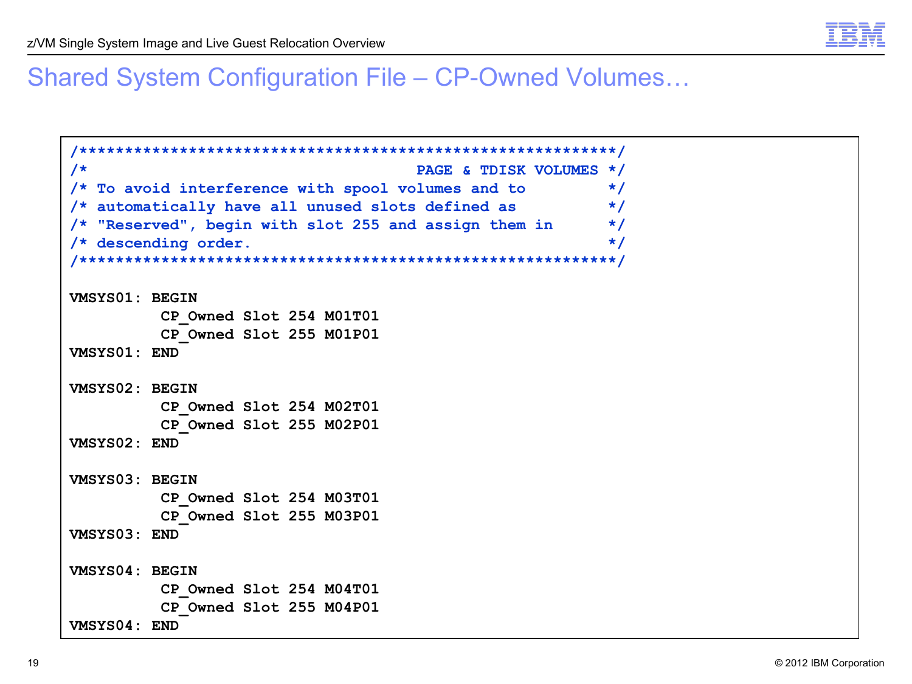# Shared System Configuration File – CP-Owned Volumes…

```
/*************************************************************/
/*                                    PAGE & TDISK VOLUMES */
/* To avoid interference with spool volumes and to          */
/* automatically have all unused slots defined as           */
/* "Reserved", begin with slot 255 and assign them in       */
/* descending order.                                        */
/*************************************************************/

VMSYS01: BEGIN
          CP_Owned Slot 254 M01T01
          CP_Owned Slot 255 M01P01
VMSYS01: END

VMSYS02: BEGIN
          CP_Owned Slot 254 M02T01
          CP_Owned Slot 255 M02P01
VMSYS02: END

VMSYS03: BEGIN
          CP_Owned Slot 254 M03T01
          CP_Owned Slot 255 M03P01
VMSYS03: END

VMSYS04: BEGIN
          CP_Owned Slot 254 M04T01
          CP_Owned Slot 255 M04P01
VMSYS04: END
```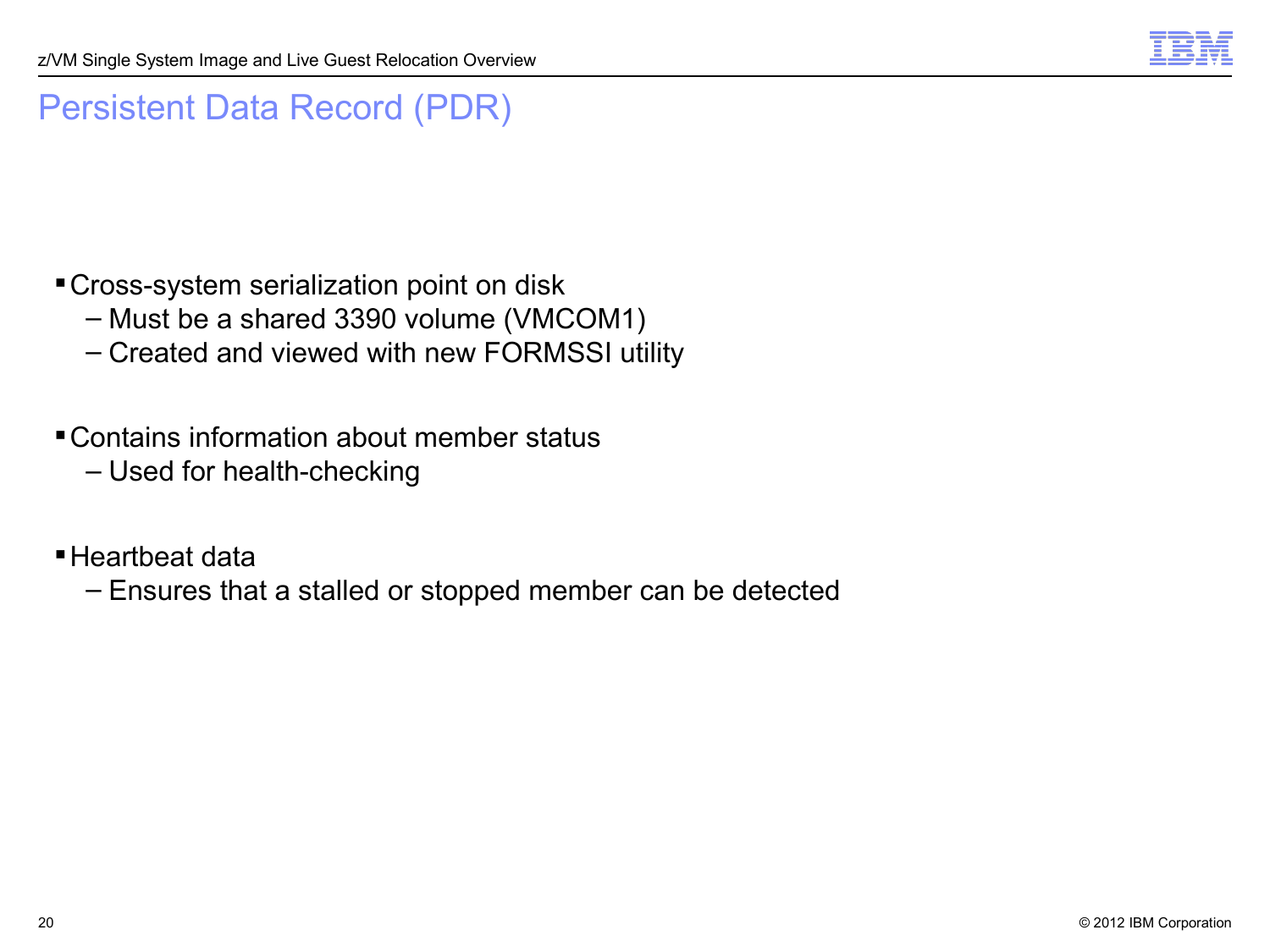# Persistent Data Record (PDR)

- Cross-system serialization point on disk
  - Must be a shared 3390 volume (VMCOM1)
  - Created and viewed with new FORMSSI utility
- Contains information about member status
  - Used for health-checking
- Heartbeat data
  - Ensures that a stalled or stopped member can be detected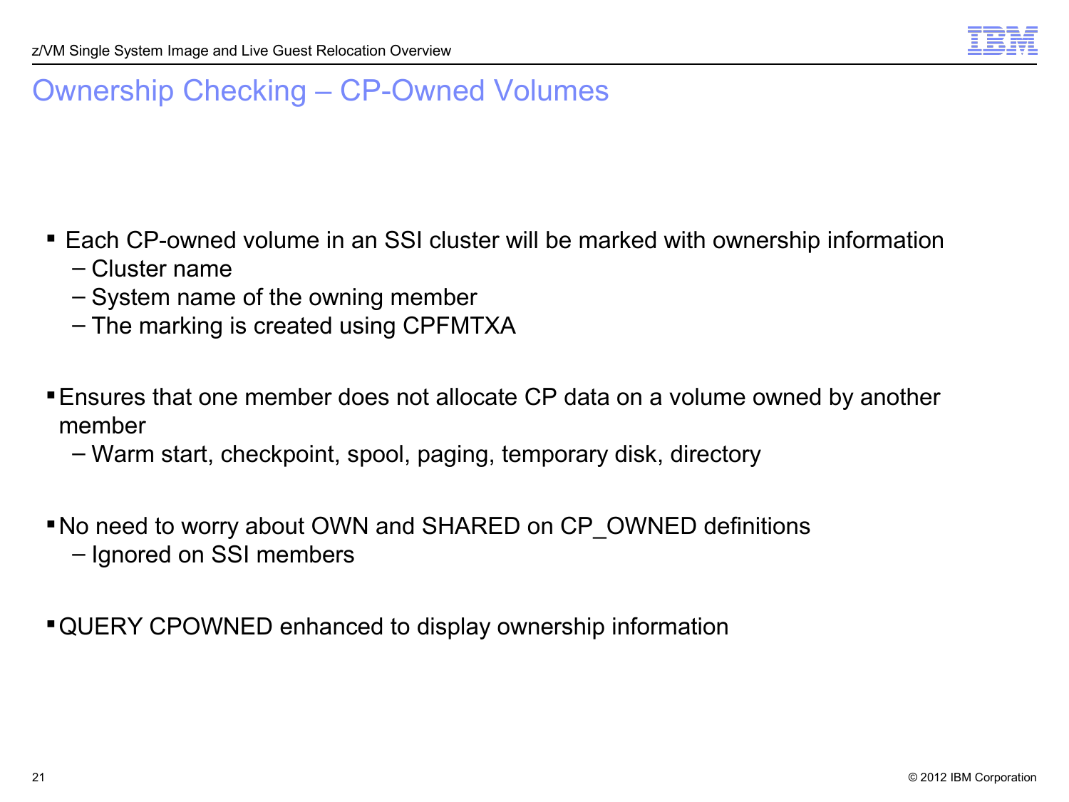# Ownership Checking – CP-Owned Volumes

- Each CP-owned volume in an SSI cluster will be marked with ownership information
  - Cluster name
  - System name of the owning member
  - The marking is created using CPFMTXA

- Ensures that one member does not allocate CP data on a volume owned by another member
  - Warm start, checkpoint, spool, paging, temporary disk, directory

- No need to worry about OWN and SHARED on CP_OWNED definitions
  - Ignored on SSI members

- QUERY CPOWNED enhanced to display ownership information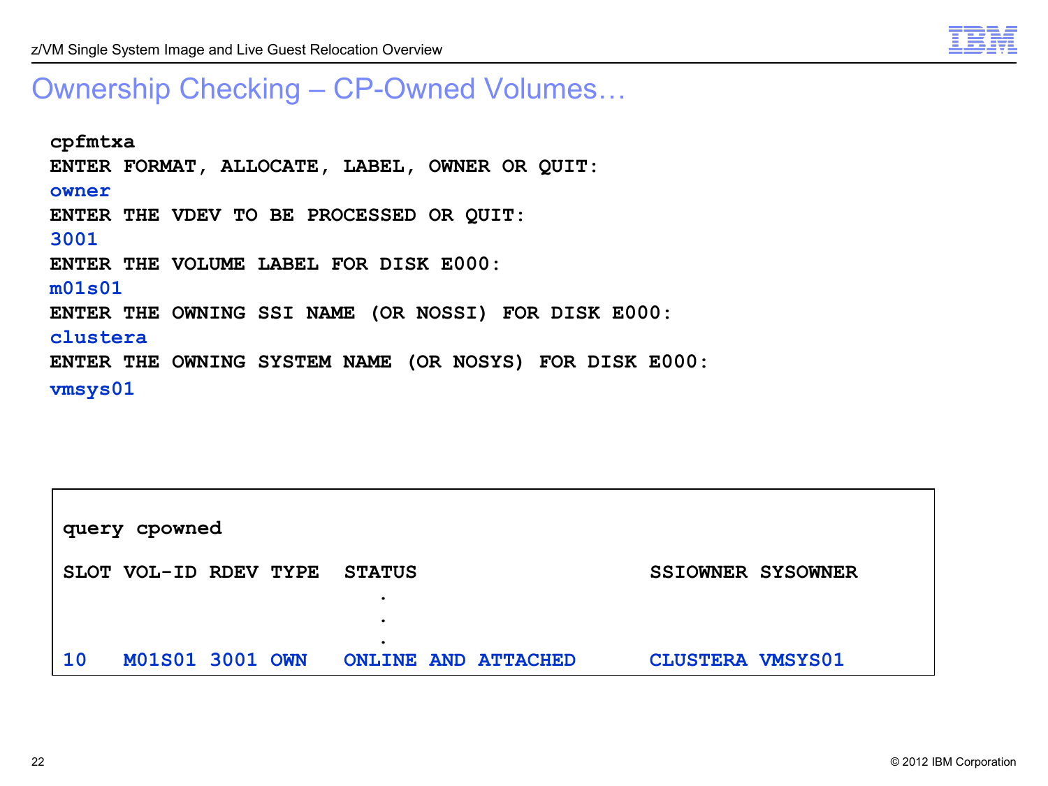# Ownership Checking – CP-Owned Volumes…

```
cpfmtxa
ENTER FORMAT, ALLOCATE, LABEL, OWNER OR QUIT:
owner
ENTER THE VDEV TO BE PROCESSED OR QUIT:
3001
ENTER THE VOLUME LABEL FOR DISK E000:
m01s01
ENTER THE OWNING SSI NAME (OR NOSSI) FOR DISK E000:
clustera
ENTER THE OWNING SYSTEM NAME (OR NOSYS) FOR DISK E000:
vmsys01
```

```
query cpowned

SLOT VOL-ID RDEV TYPE   STATUS                      SSIOWNER SYSOWNER
                         .
                         .
                         .
10   M01S01 3001 OWN    ONLINE AND ATTACHED         CLUSTERA VMSYS01
```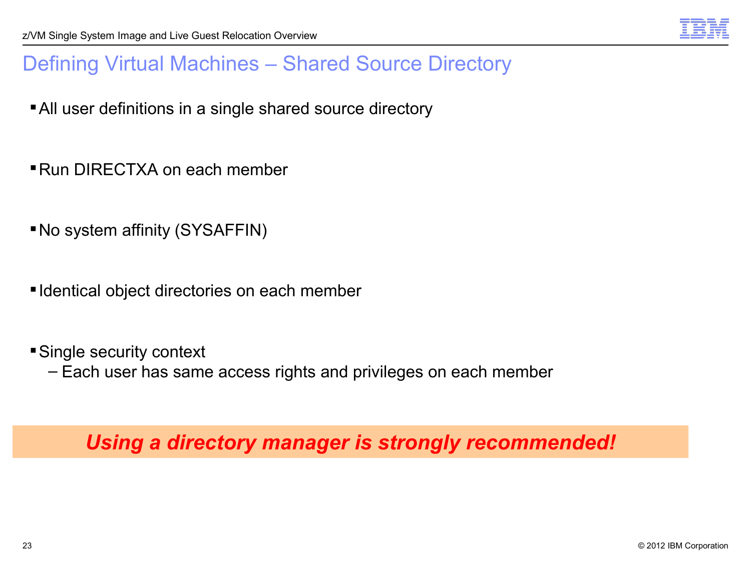# Defining Virtual Machines – Shared Source Directory

- All user definitions in a single shared source directory
- Run DIRECTXA on each member
- No system affinity (SYSAFFIN)
- Identical object directories on each member
- Single security context
  - Each user has same access rights and privileges on each member

***Using a directory manager is strongly recommended!***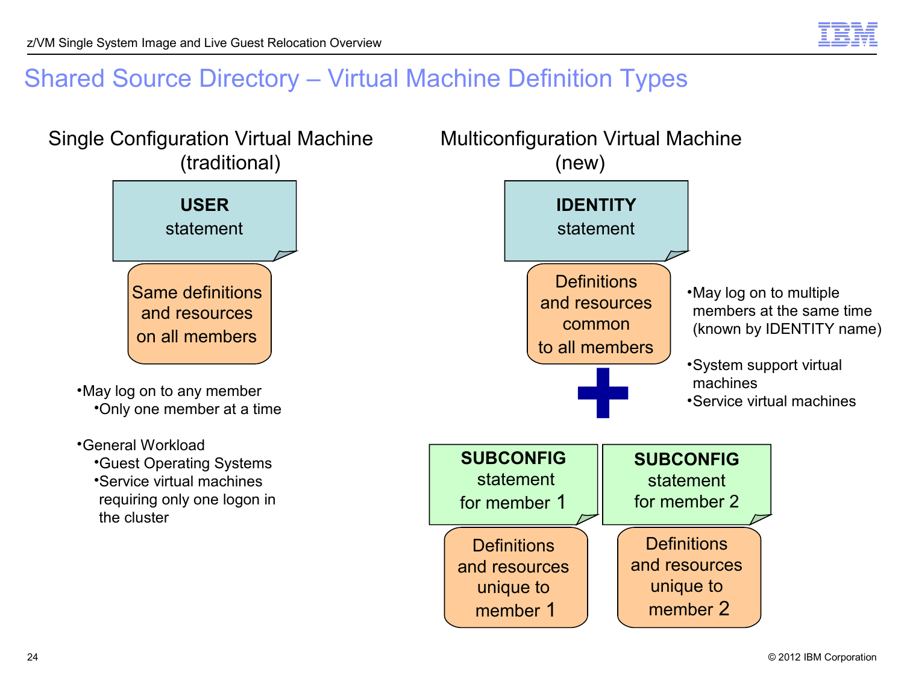# Shared Source Directory – Virtual Machine Definition Types

## Single Configuration Virtual Machine (traditional)

**USER** statement

Same definitions and resources on all members

- May log on to any member
  - Only one member at a time
- General Workload
  - Guest Operating Systems
  - Service virtual machines requiring only one logon in the cluster

## Multiconfiguration Virtual Machine (new)

**IDENTITY** statement

Definitions and resources common to all members

+

**SUBCONFIG** statement for member 1

Definitions and resources unique to member 1

**SUBCONFIG** statement for member 2

Definitions and resources unique to member 2

- May log on to multiple members at the same time (known by IDENTITY name)
- System support virtual machines
- Service virtual machines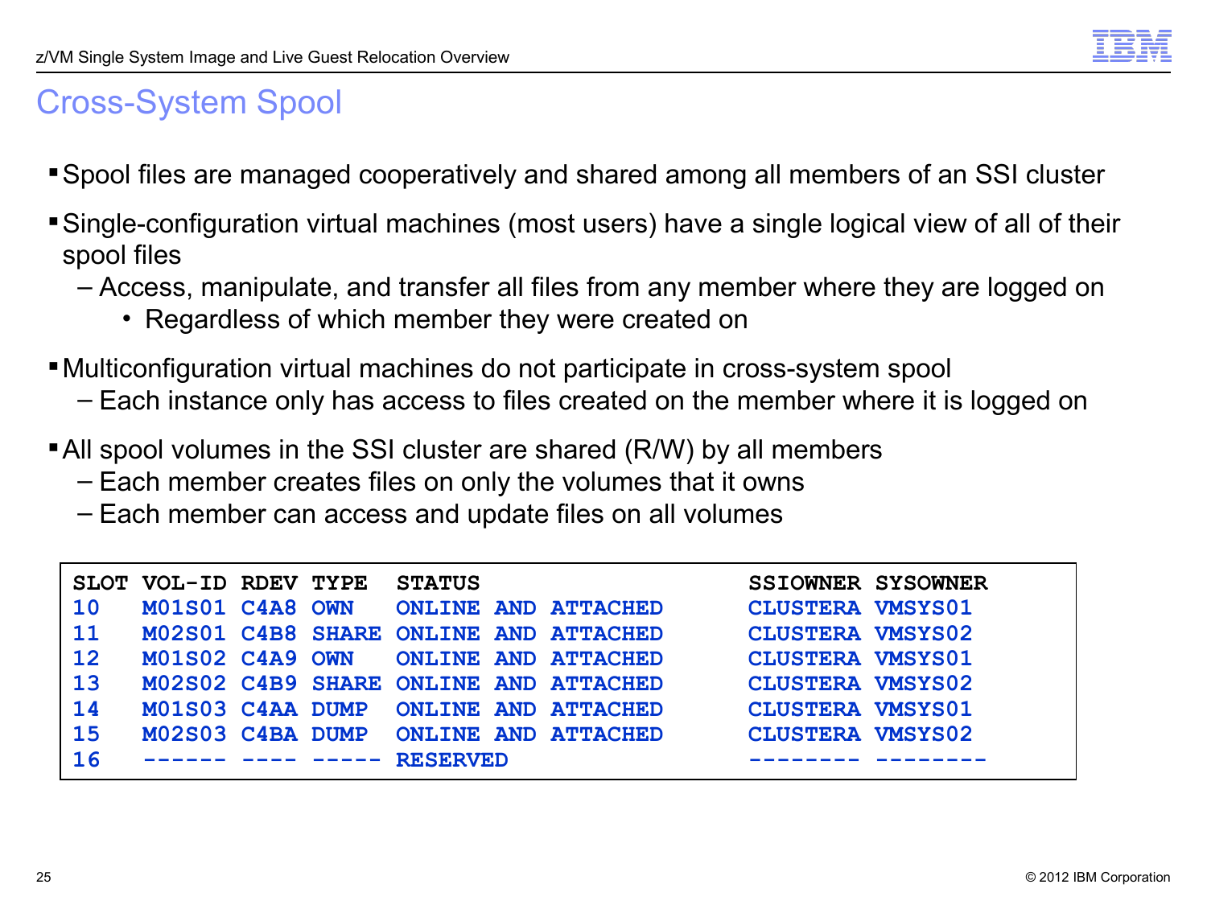# Cross-System Spool

- Spool files are managed cooperatively and shared among all members of an SSI cluster
- Single-configuration virtual machines (most users) have a single logical view of all of their spool files
  - Access, manipulate, and transfer all files from any member where they are logged on
    - Regardless of which member they were created on
- Multiconfiguration virtual machines do not participate in cross-system spool
  - Each instance only has access to files created on the member where it is logged on
- All spool volumes in the SSI cluster are shared (R/W) by all members
  - Each member creates files on only the volumes that it owns
  - Each member can access and update files on all volumes

```
SLOT VOL-ID RDEV TYPE  STATUS                       SSIOWNER SYSOWNER
10   M01S01 C4A8 OWN   ONLINE AND ATTACHED          CLUSTERA VMSYS01
11   M02S01 C4B8 SHARE ONLINE AND ATTACHED          CLUSTERA VMSYS02
12   M01S02 C4A9 OWN   ONLINE AND ATTACHED          CLUSTERA VMSYS01
13   M02S02 C4B9 SHARE ONLINE AND ATTACHED          CLUSTERA VMSYS02
14   M01S03 C4AA DUMP  ONLINE AND ATTACHED          CLUSTERA VMSYS01
15   M02S03 C4BA DUMP  ONLINE AND ATTACHED          CLUSTERA VMSYS02
16   ------ ---- ----- RESERVED                     -------- --------
```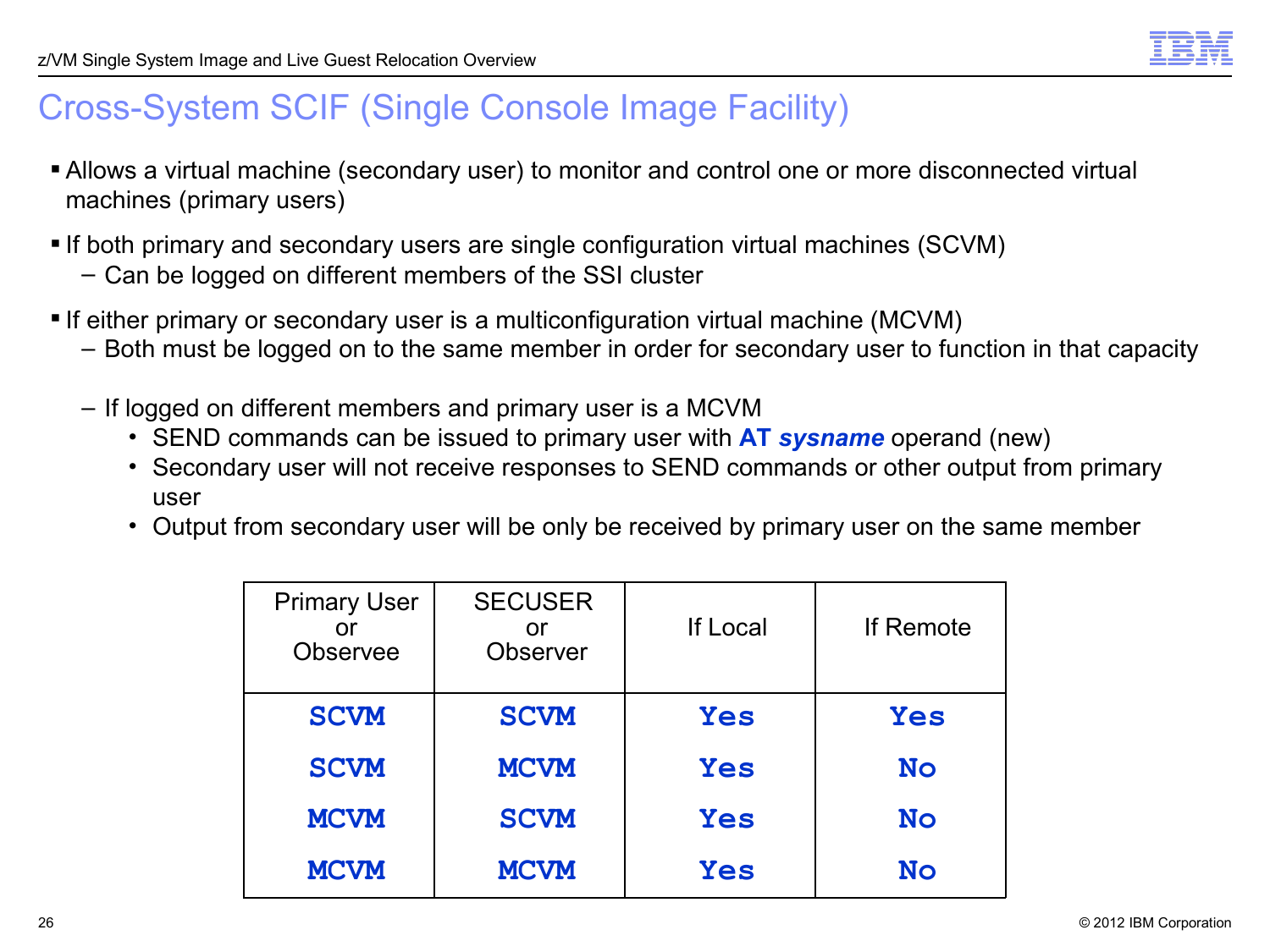# Cross-System SCIF (Single Console Image Facility)

- Allows a virtual machine (secondary user) to monitor and control one or more disconnected virtual machines (primary users)
- If both primary and secondary users are single configuration virtual machines (SCVM)
  - Can be logged on different members of the SSI cluster
- If either primary or secondary user is a multiconfiguration virtual machine (MCVM)
  - Both must be logged on to the same member in order for secondary user to function in that capacity
  - If logged on different members and primary user is a MCVM
    - SEND commands can be issued to primary user with **AT *sysname*** operand (new)
    - Secondary user will not receive responses to SEND commands or other output from primary user
    - Output from secondary user will be only be received by primary user on the same member

| Primary User or Observee | SECUSER or Observer | If Local | If Remote |
|---|---|---|---|
| SCVM | SCVM | Yes | Yes |
| SCVM | MCVM | Yes | No |
| MCVM | SCVM | Yes | No |
| MCVM | MCVM | Yes | No |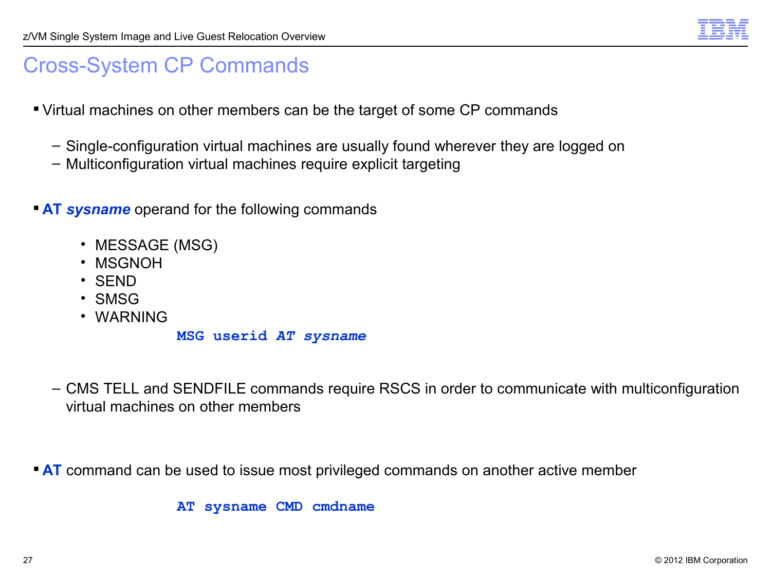# Cross-System CP Commands

- Virtual machines on other members can be the target of some CP commands
  - Single-configuration virtual machines are usually found wherever they are logged on
  - Multiconfiguration virtual machines require explicit targeting

- **AT *sysname*** operand for the following commands
  - MESSAGE (MSG)
  - MSGNOH
  - SEND
  - SMSG
  - WARNING

```
MSG userid AT sysname
```

  - CMS TELL and SENDFILE commands require RSCS in order to communicate with multiconfiguration virtual machines on other members

- **AT** command can be used to issue most privileged commands on another active member

```
AT sysname CMD cmdname
```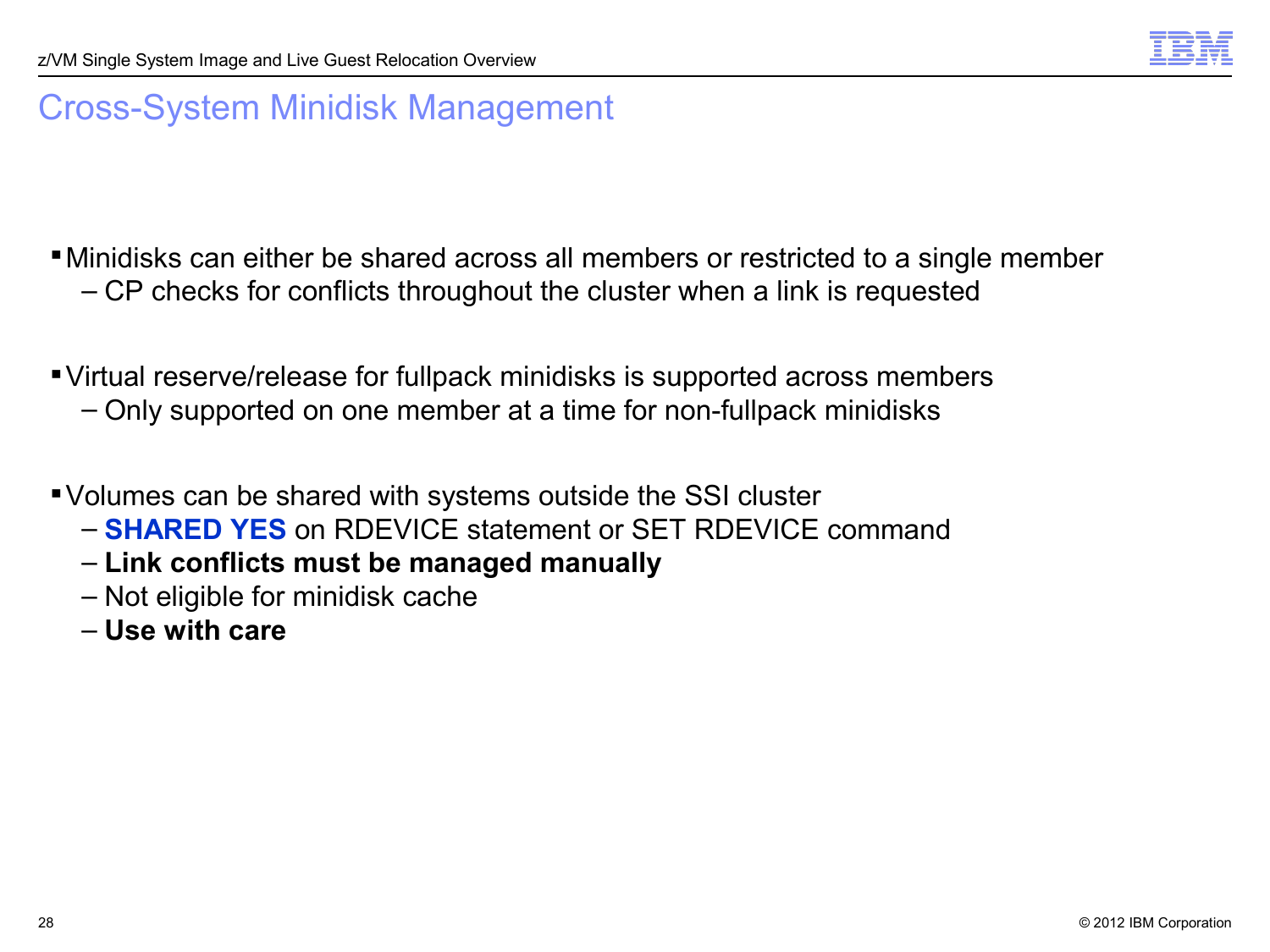# Cross-System Minidisk Management

- Minidisks can either be shared across all members or restricted to a single member
  - CP checks for conflicts throughout the cluster when a link is requested

- Virtual reserve/release for fullpack minidisks is supported across members
  - Only supported on one member at a time for non-fullpack minidisks

- Volumes can be shared with systems outside the SSI cluster
  - **SHARED YES** on RDEVICE statement or SET RDEVICE command
  - **Link conflicts must be managed manually**
  - Not eligible for minidisk cache
  - **Use with care**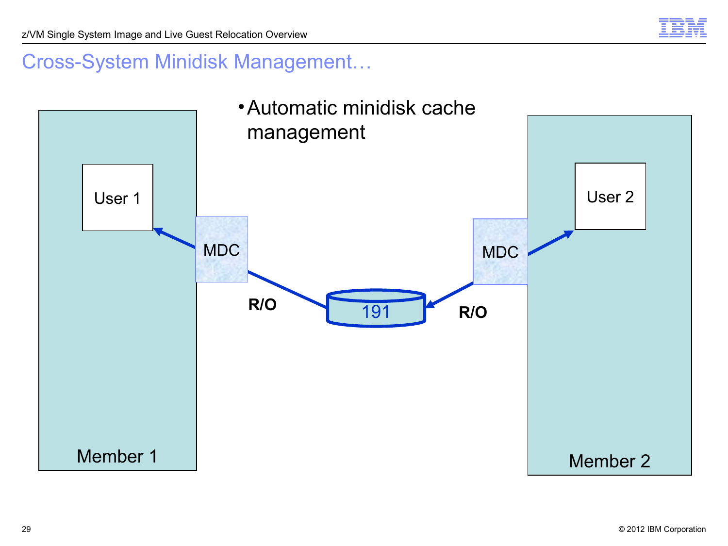# Cross-System Minidisk Management…

- Automatic minidisk cache management

User 1

MDC

R/O

191

R/O

MDC

User 2

Member 1

Member 2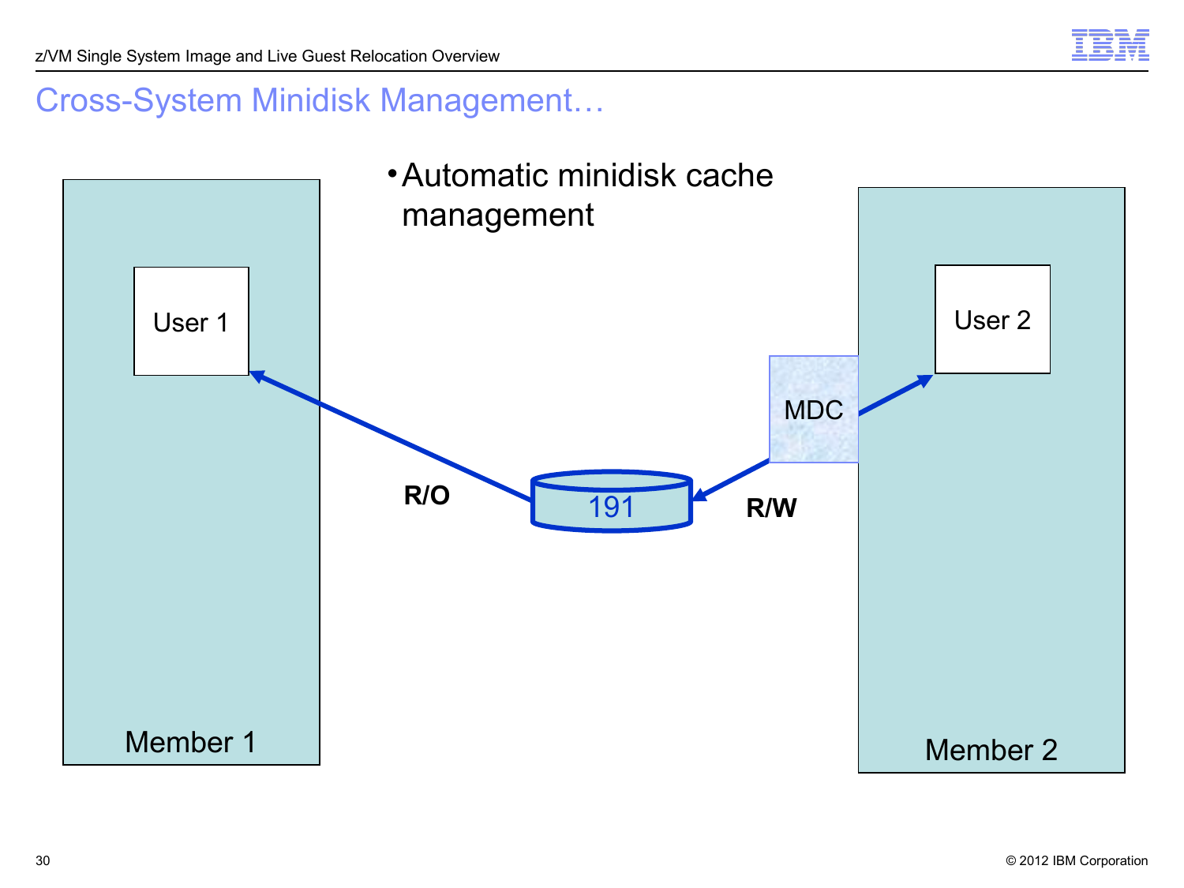# Cross-System Minidisk Management…

- Automatic minidisk cache management

Member 1

User 1

R/O

191

R/W

MDC

User 2

Member 2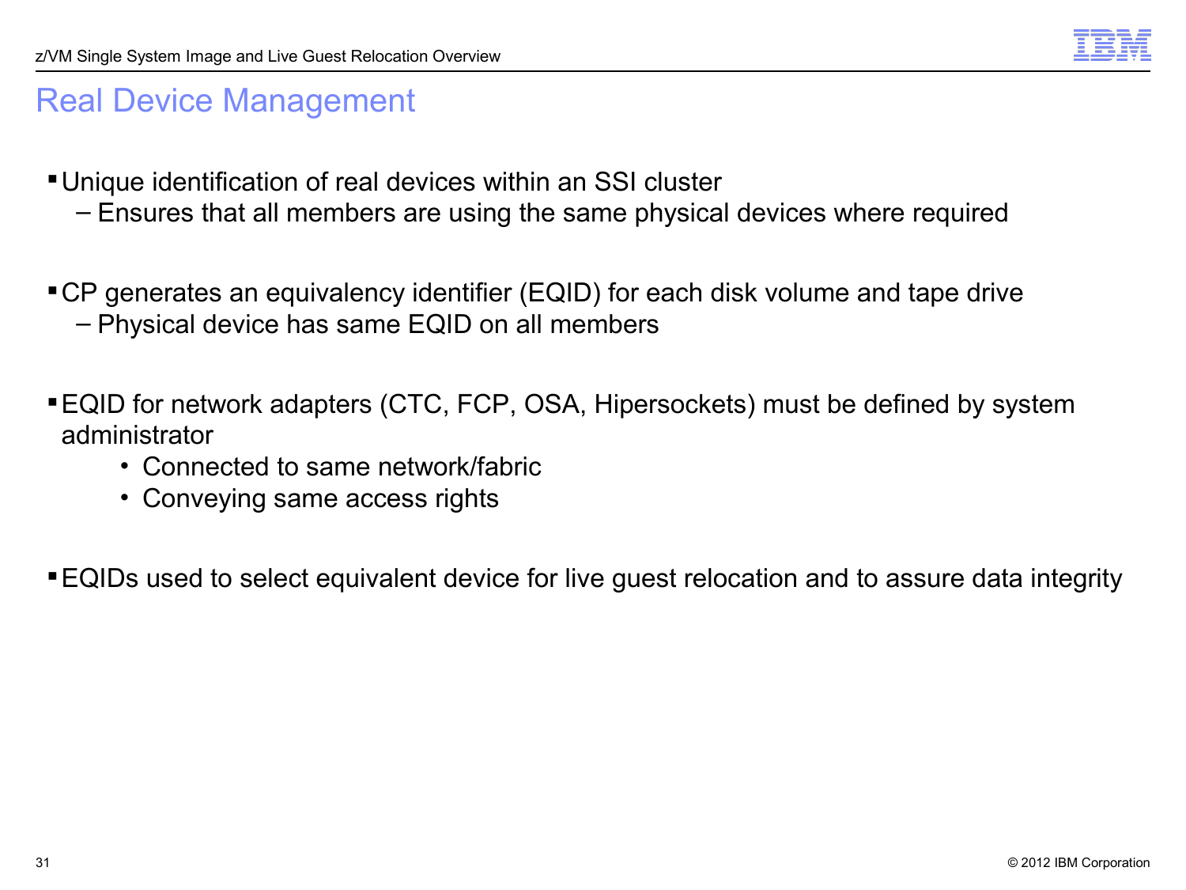# Real Device Management

- Unique identification of real devices within an SSI cluster
  - Ensures that all members are using the same physical devices where required

- CP generates an equivalency identifier (EQID) for each disk volume and tape drive
  - Physical device has same EQID on all members

- EQID for network adapters (CTC, FCP, OSA, Hipersockets) must be defined by system administrator
  - Connected to same network/fabric
  - Conveying same access rights

- EQIDs used to select equivalent device for live guest relocation and to assure data integrity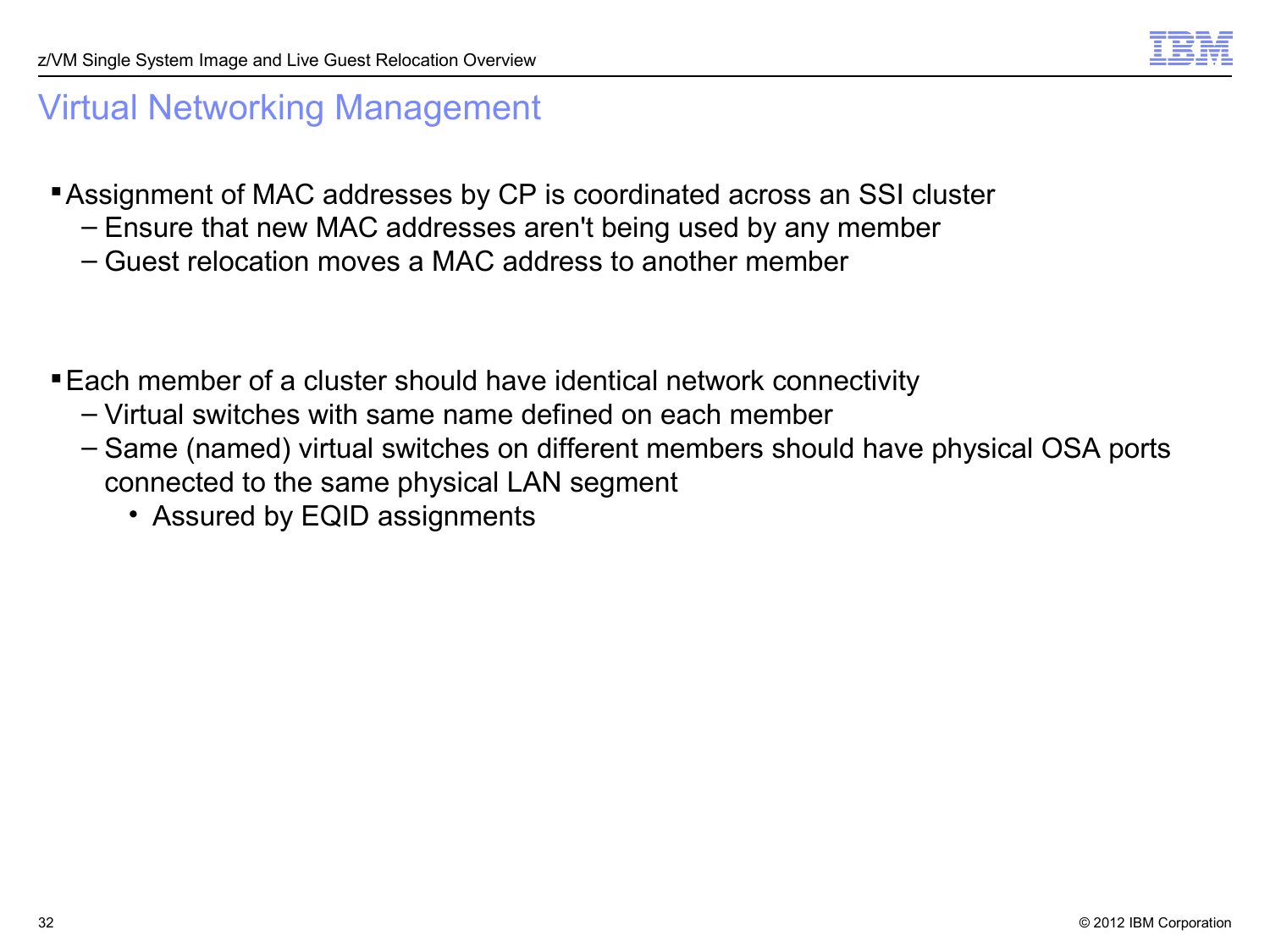# Virtual Networking Management

- Assignment of MAC addresses by CP is coordinated across an SSI cluster
  - Ensure that new MAC addresses aren't being used by any member
  - Guest relocation moves a MAC address to another member

- Each member of a cluster should have identical network connectivity
  - Virtual switches with same name defined on each member
  - Same (named) virtual switches on different members should have physical OSA ports connected to the same physical LAN segment
    - Assured by EQID assignments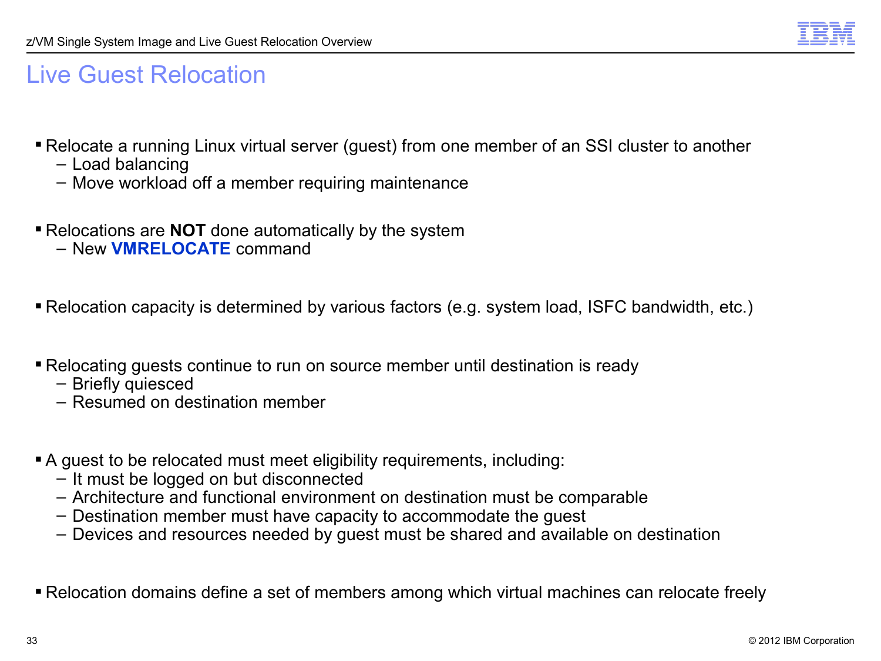# Live Guest Relocation

- Relocate a running Linux virtual server (guest) from one member of an SSI cluster to another
  - Load balancing
  - Move workload off a member requiring maintenance

- Relocations are **NOT** done automatically by the system
  - New **VMRELOCATE** command

- Relocation capacity is determined by various factors (e.g. system load, ISFC bandwidth, etc.)

- Relocating guests continue to run on source member until destination is ready
  - Briefly quiesced
  - Resumed on destination member

- A guest to be relocated must meet eligibility requirements, including:
  - It must be logged on but disconnected
  - Architecture and functional environment on destination must be comparable
  - Destination member must have capacity to accommodate the guest
  - Devices and resources needed by guest must be shared and available on destination

- Relocation domains define a set of members among which virtual machines can relocate freely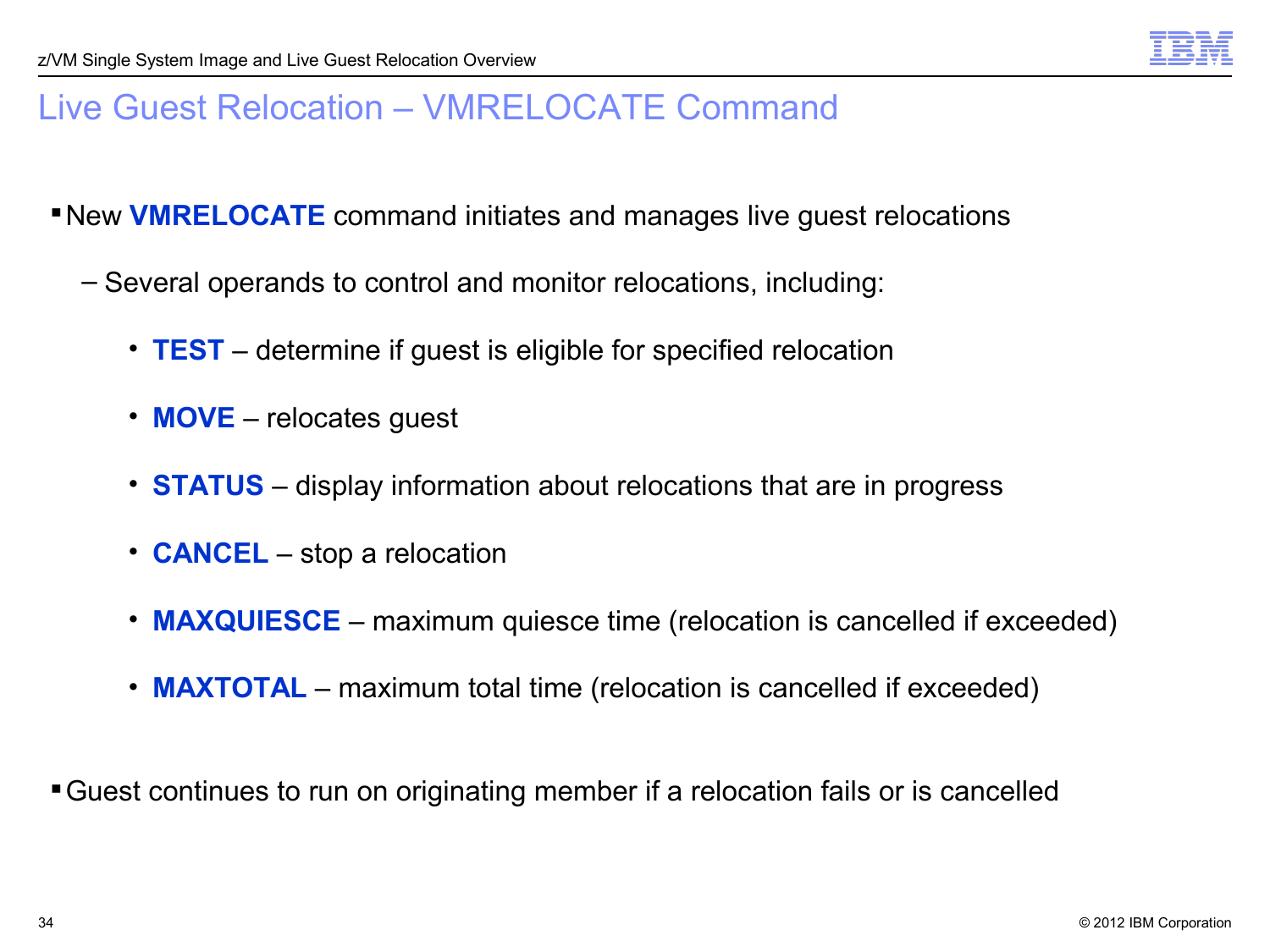# Live Guest Relocation – VMRELOCATE Command

- New **VMRELOCATE** command initiates and manages live guest relocations
  - Several operands to control and monitor relocations, including:
    - **TEST** – determine if guest is eligible for specified relocation
    - **MOVE** – relocates guest
    - **STATUS** – display information about relocations that are in progress
    - **CANCEL** – stop a relocation
    - **MAXQUIESCE** – maximum quiesce time (relocation is cancelled if exceeded)
    - **MAXTOTAL** – maximum total time (relocation is cancelled if exceeded)
- Guest continues to run on originating member if a relocation fails or is cancelled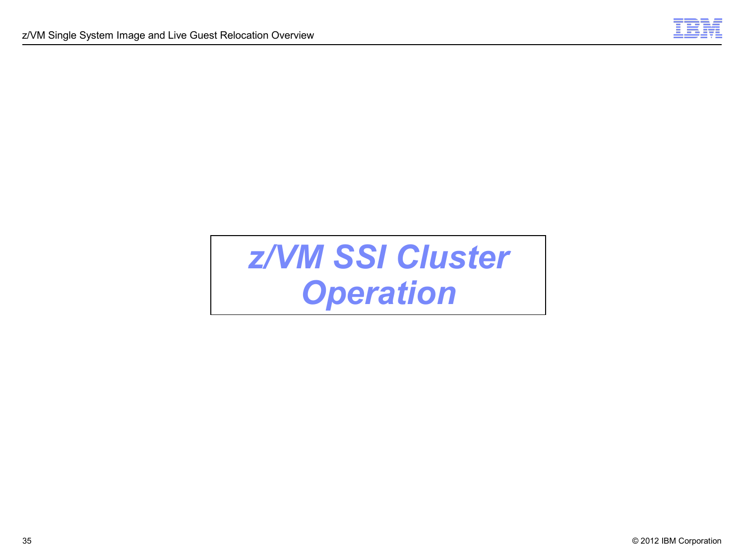# *z/VM SSI Cluster Operation*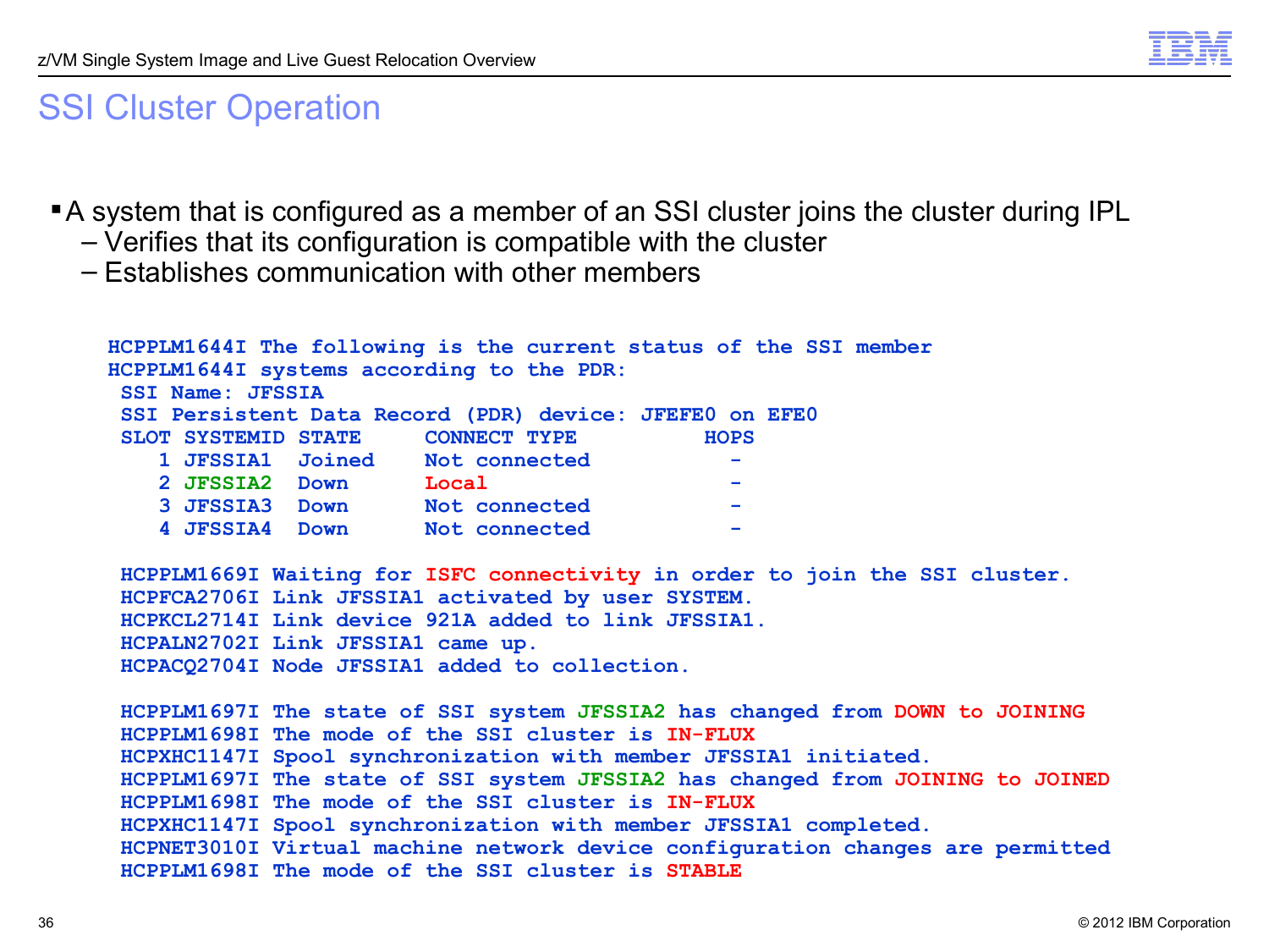# SSI Cluster Operation

- A system that is configured as a member of an SSI cluster joins the cluster during IPL
  - Verifies that its configuration is compatible with the cluster
  - Establishes communication with other members

```
HCPPLM1644I The following is the current status of the SSI member
HCPPLM1644I systems according to the PDR:
 SSI Name: JFSSIA
 SSI Persistent Data Record (PDR) device: JFEFE0 on EFE0
 SLOT SYSTEMID STATE     CONNECT TYPE         HOPS
    1 JFSSIA1  Joined    Not connected          -
    2 JFSSIA2  Down      Local                  -
    3 JFSSIA3  Down      Not connected          -
    4 JFSSIA4  Down      Not connected          -

 HCPPLM1669I Waiting for ISFC connectivity in order to join the SSI cluster.
 HCPFCA2706I Link JFSSIA1 activated by user SYSTEM.
 HCPKCL2714I Link device 921A added to link JFSSIA1.
 HCPALN2702I Link JFSSIA1 came up.
 HCPACQ2704I Node JFSSIA1 added to collection.

 HCPPLM1697I The state of SSI system JFSSIA2 has changed from DOWN to JOINING
 HCPPLM1698I The mode of the SSI cluster is IN-FLUX
 HCPXHC1147I Spool synchronization with member JFSSIA1 initiated.
 HCPPLM1697I The state of SSI system JFSSIA2 has changed from JOINING to JOINED
 HCPPLM1698I The mode of the SSI cluster is IN-FLUX
 HCPXHC1147I Spool synchronization with member JFSSIA1 completed.
 HCPNET3010I Virtual machine network device configuration changes are permitted
 HCPPLM1698I The mode of the SSI cluster is STABLE
```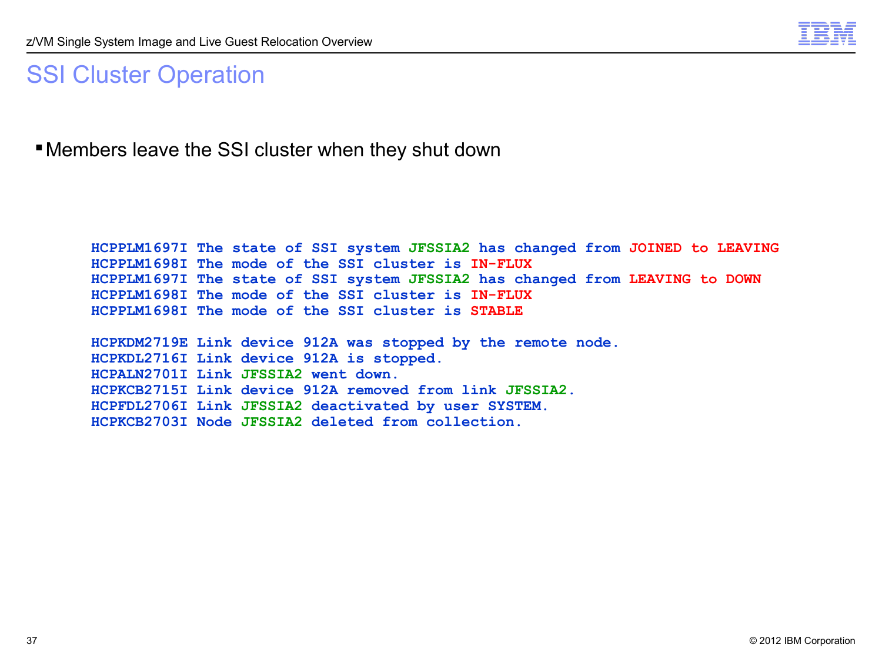# SSI Cluster Operation

- Members leave the SSI cluster when they shut down

```
HCPPLM1697I The state of SSI system JFSSIA2 has changed from JOINED to LEAVING
HCPPLM1698I The mode of the SSI cluster is IN-FLUX
HCPPLM1697I The state of SSI system JFSSIA2 has changed from LEAVING to DOWN
HCPPLM1698I The mode of the SSI cluster is IN-FLUX
HCPPLM1698I The mode of the SSI cluster is STABLE

HCPKDM2719E Link device 912A was stopped by the remote node.
HCPKDL2716I Link device 912A is stopped.
HCPALN2701I Link JFSSIA2 went down.
HCPKCB2715I Link device 912A removed from link JFSSIA2.
HCPFDL2706I Link JFSSIA2 deactivated by user SYSTEM.
HCPKCB2703I Node JFSSIA2 deleted from collection.
```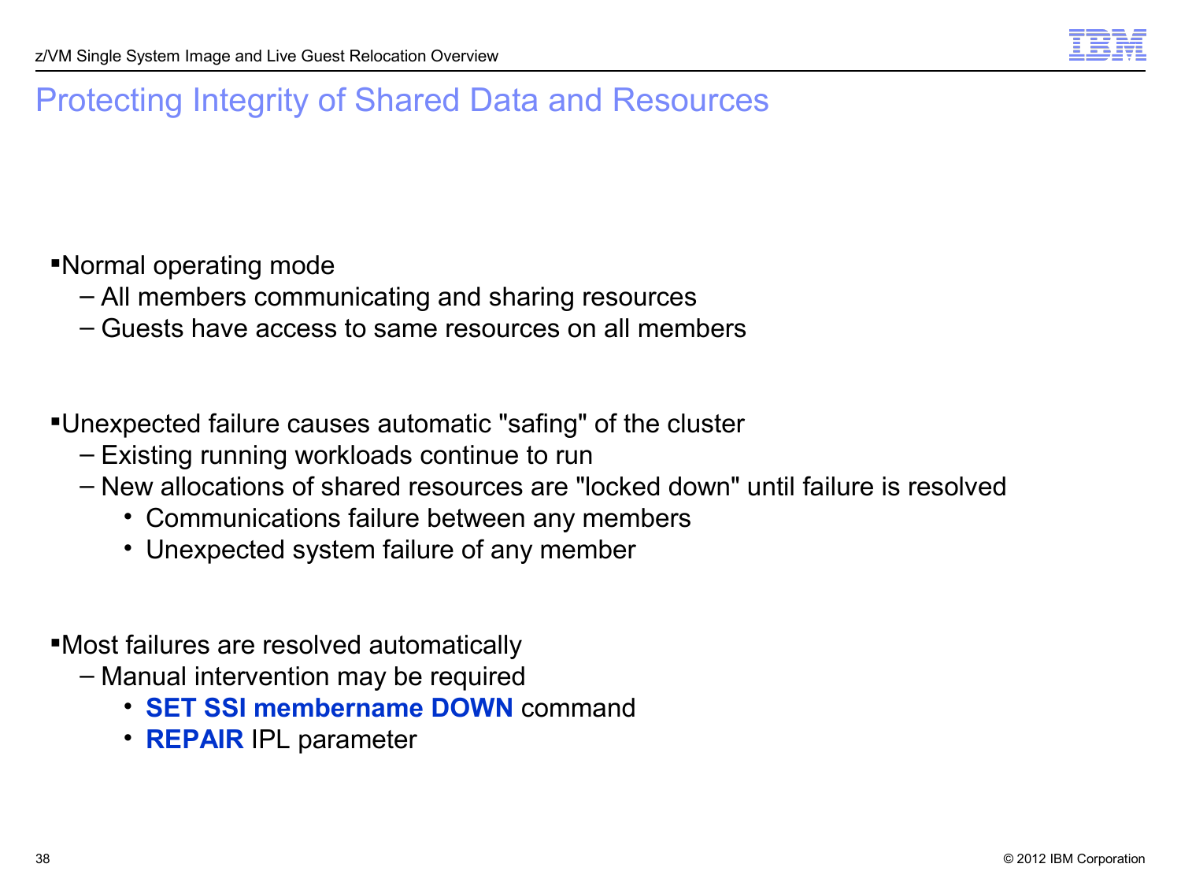# Protecting Integrity of Shared Data and Resources

- Normal operating mode
  - All members communicating and sharing resources
  - Guests have access to same resources on all members

- Unexpected failure causes automatic "safing" of the cluster
  - Existing running workloads continue to run
  - New allocations of shared resources are "locked down" until failure is resolved
    - Communications failure between any members
    - Unexpected system failure of any member

- Most failures are resolved automatically
  - Manual intervention may be required
    - **SET SSI membername DOWN** command
    - **REPAIR** IPL parameter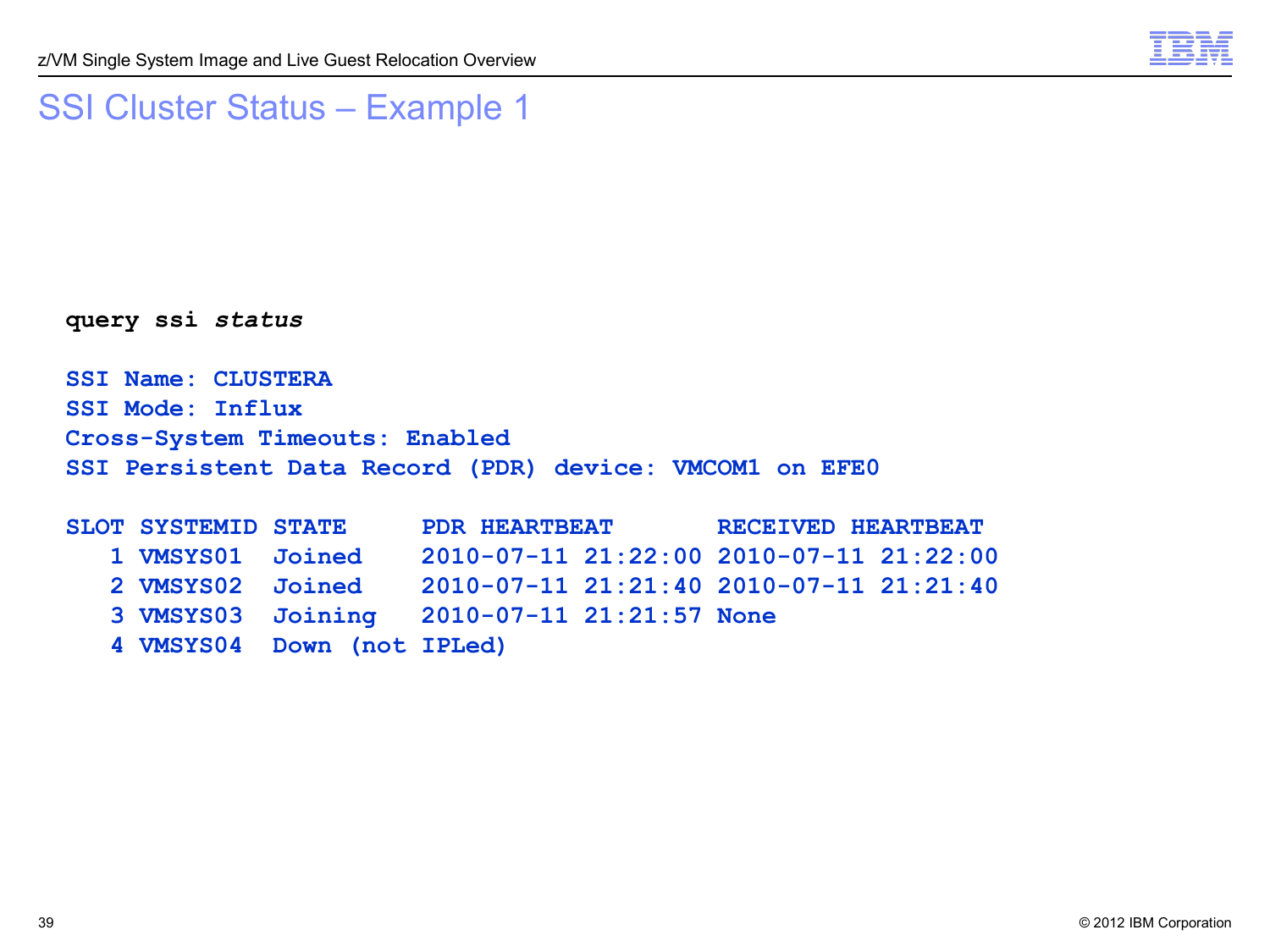# SSI Cluster Status – Example 1

```
query ssi status

SSI Name: CLUSTERA
SSI Mode: Influx
Cross-System Timeouts: Enabled
SSI Persistent Data Record (PDR) device: VMCOM1 on EFE0

SLOT SYSTEMID STATE     PDR HEARTBEAT       RECEIVED HEARTBEAT
   1 VMSYS01  Joined    2010-07-11 21:22:00 2010-07-11 21:22:00
   2 VMSYS02  Joined    2010-07-11 21:21:40 2010-07-11 21:21:40
   3 VMSYS03  Joining   2010-07-11 21:21:57 None
   4 VMSYS04  Down (not IPLed)
```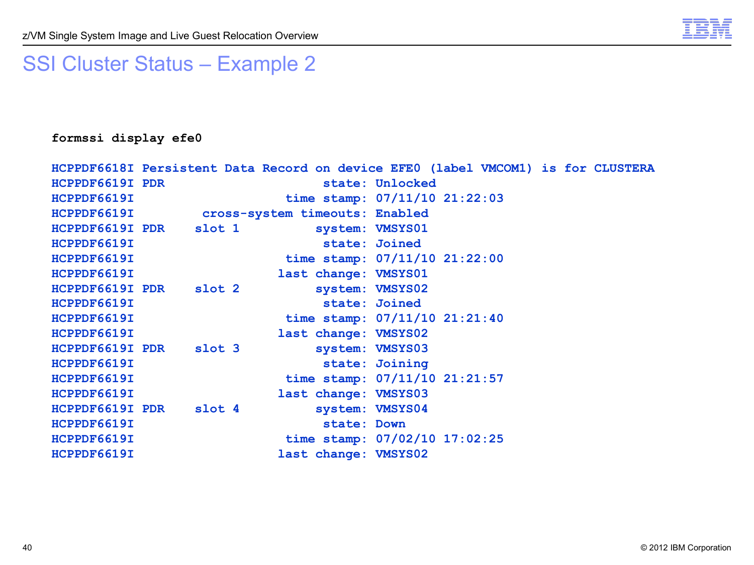# SSI Cluster Status – Example 2

```
formssi display efe0

HCPPDF6618I Persistent Data Record on device EFE0 (label VMCOM1) is for CLUSTERA
HCPPDF6619I PDR                       state: Unlocked
HCPPDF6619I                      time stamp: 07/11/10 21:22:03
HCPPDF6619I         cross-system timeouts: Enabled
HCPPDF6619I PDR    slot 1             system: VMSYS01
HCPPDF6619I                            state: Joined
HCPPDF6619I                       time stamp: 07/11/10 21:22:00
HCPPDF6619I                      last change: VMSYS01
HCPPDF6619I PDR    slot 2             system: VMSYS02
HCPPDF6619I                            state: Joined
HCPPDF6619I                       time stamp: 07/11/10 21:21:40
HCPPDF6619I                      last change: VMSYS02
HCPPDF6619I PDR    slot 3             system: VMSYS03
HCPPDF6619I                            state: Joining
HCPPDF6619I                       time stamp: 07/11/10 21:21:57
HCPPDF6619I                      last change: VMSYS03
HCPPDF6619I PDR    slot 4             system: VMSYS04
HCPPDF6619I                            state: Down
HCPPDF6619I                       time stamp: 07/02/10 17:02:25
HCPPDF6619I                      last change: VMSYS02
```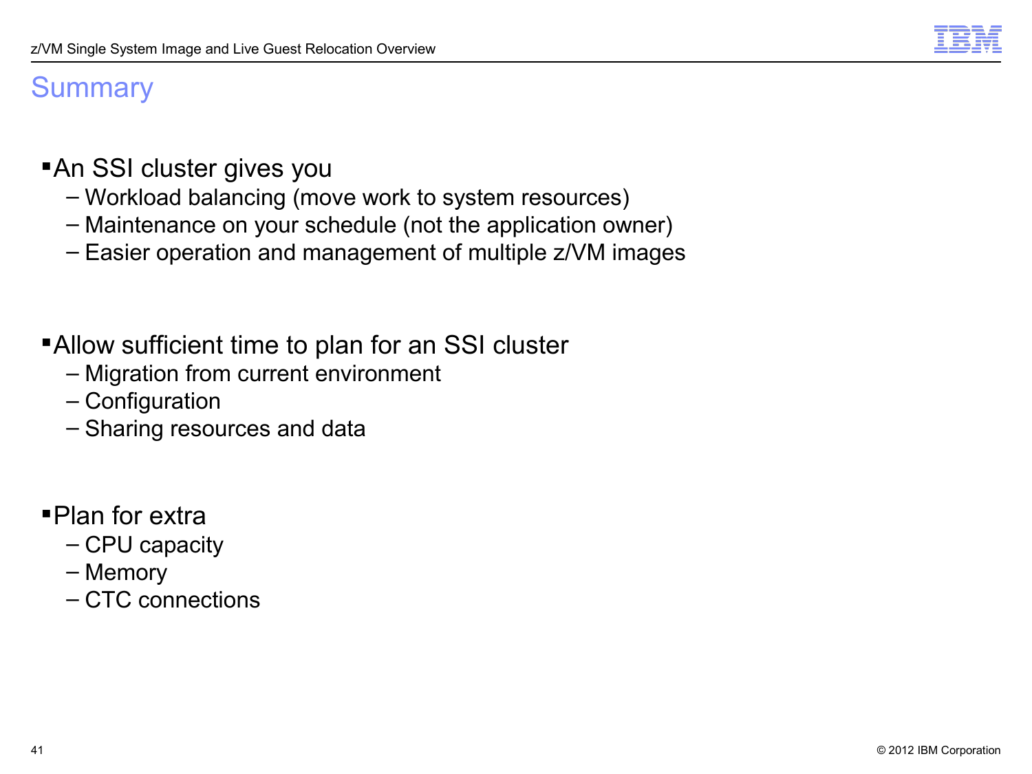# Summary

- An SSI cluster gives you
  - Workload balancing (move work to system resources)
  - Maintenance on your schedule (not the application owner)
  - Easier operation and management of multiple z/VM images

- Allow sufficient time to plan for an SSI cluster
  - Migration from current environment
  - Configuration
  - Sharing resources and data

- Plan for extra
  - CPU capacity
  - Memory
  - CTC connections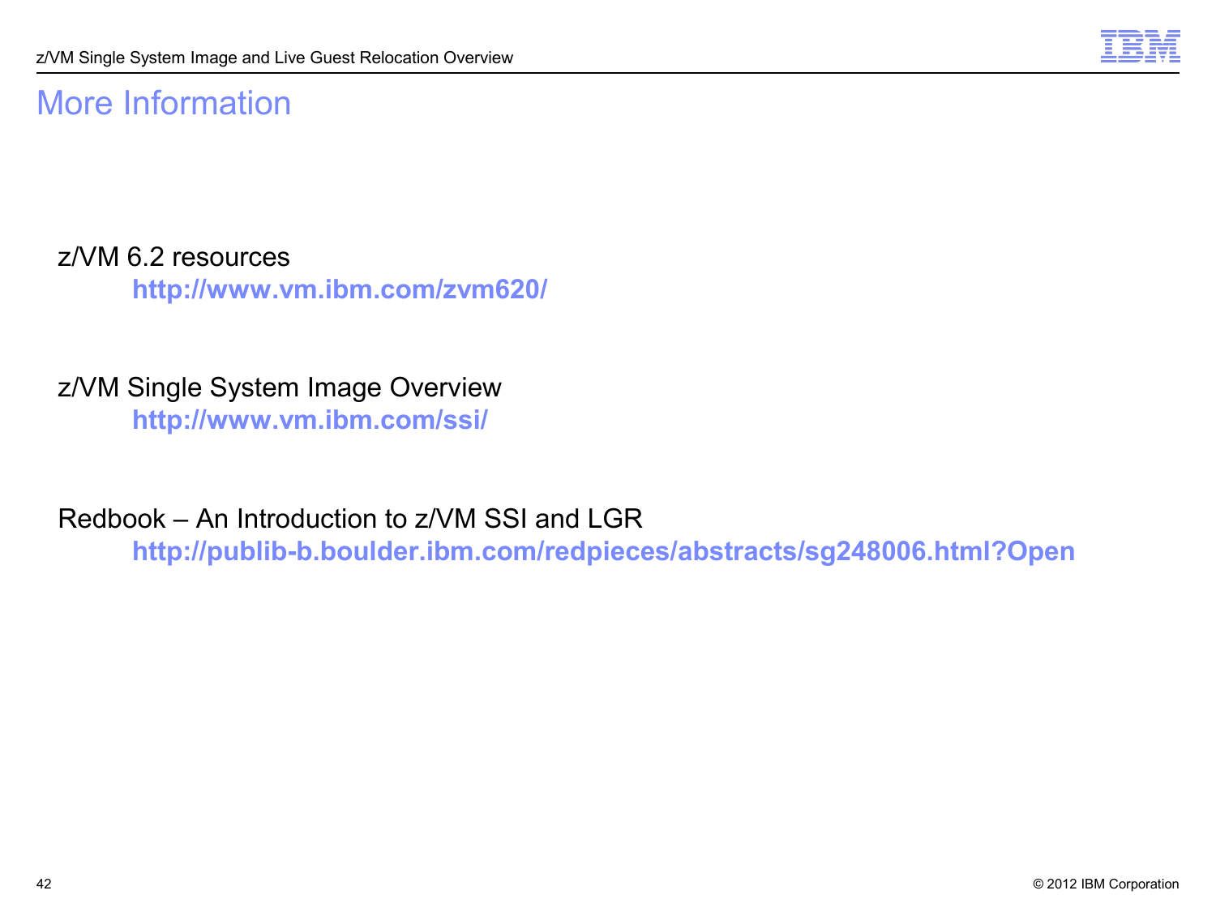# More Information

z/VM 6.2 resources
**http://www.vm.ibm.com/zvm620/**

z/VM Single System Image Overview
**http://www.vm.ibm.com/ssi/**

Redbook – An Introduction to z/VM SSI and LGR
**http://publib-b.boulder.ibm.com/redpieces/abstracts/sg248006.html?Open**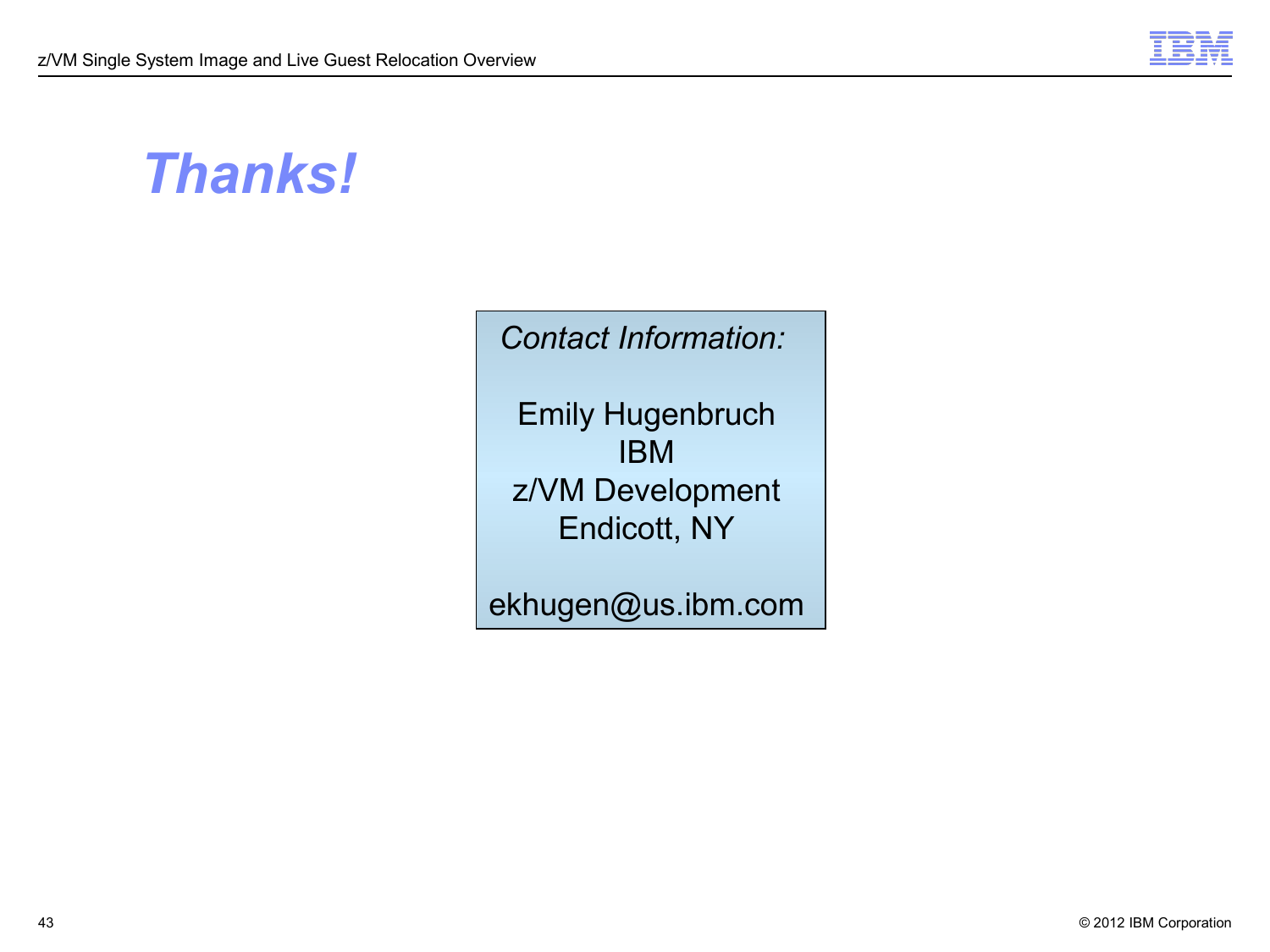# *Thanks!*

*Contact Information:*

Emily Hugenbruch
IBM
z/VM Development
Endicott, NY

ekhugen@us.ibm.com